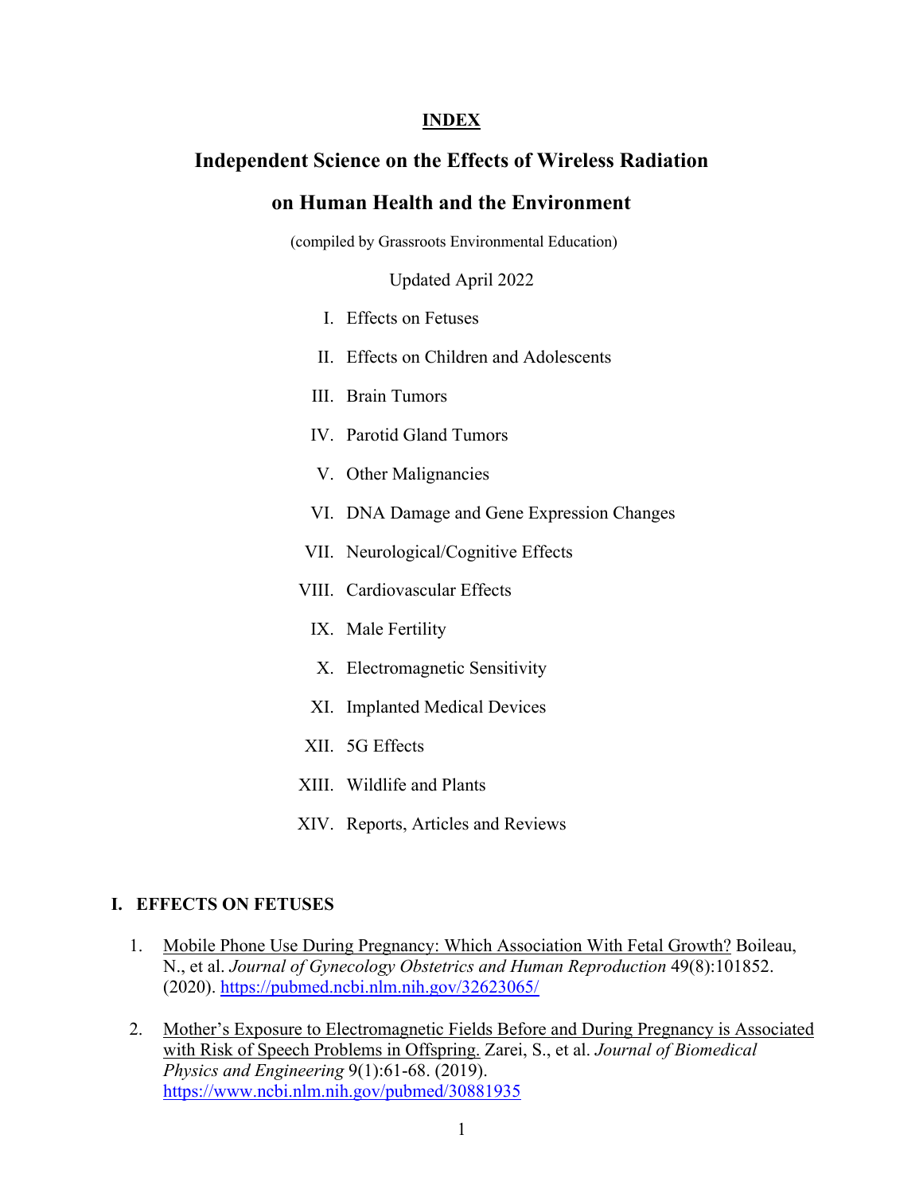**INDEX**

# Independent Science on the Effects of Wireless Radiation on Human Health and the Environment

(compiled by Grassroots Environmental Education)

Updated April 2022

I. Effects on Fetuses
II. Effects on Children and Adolescents
III. Brain Tumors
IV. Parotid Gland Tumors
V. Other Malignancies
VI. DNA Damage and Gene Expression Changes
VII. Neurological/Cognitive Effects
VIII. Cardiovascular Effects
IX. Male Fertility
X. Electromagnetic Sensitivity
XI. Implanted Medical Devices
XII. 5G Effects
XIII. Wildlife and Plants
XIV. Reports, Articles and Reviews

## I. EFFECTS ON FETUSES

1. Mobile Phone Use During Pregnancy: Which Association With Fetal Growth? Boileau, N., et al. *Journal of Gynecology Obstetrics and Human Reproduction* 49(8):101852. (2020). https://pubmed.ncbi.nlm.nih.gov/32623065/

2. Mother's Exposure to Electromagnetic Fields Before and During Pregnancy is Associated with Risk of Speech Problems in Offspring. Zarei, S., et al. *Journal of Biomedical Physics and Engineering* 9(1):61-68. (2019). https://www.ncbi.nlm.nih.gov/pubmed/30881935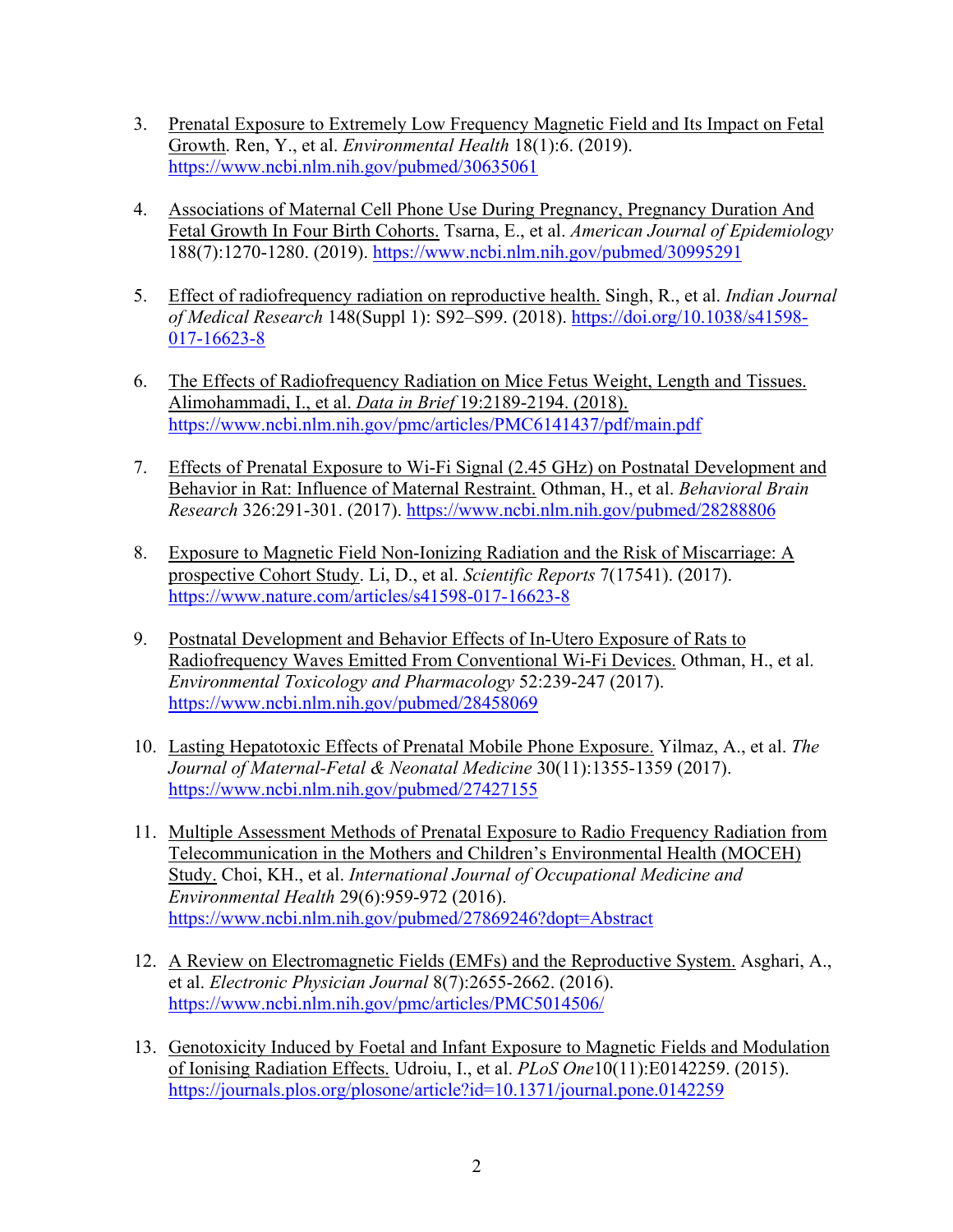3. Prenatal Exposure to Extremely Low Frequency Magnetic Field and Its Impact on Fetal Growth. Ren, Y., et al. *Environmental Health* 18(1):6. (2019). https://www.ncbi.nlm.nih.gov/pubmed/30635061

4. Associations of Maternal Cell Phone Use During Pregnancy, Pregnancy Duration And Fetal Growth In Four Birth Cohorts. Tsarna, E., et al. *American Journal of Epidemiology* 188(7):1270-1280. (2019). https://www.ncbi.nlm.nih.gov/pubmed/30995291

5. Effect of radiofrequency radiation on reproductive health. Singh, R., et al. *Indian Journal of Medical Research* 148(Suppl 1): S92–S99. (2018). https://doi.org/10.1038/s41598-017-16623-8

6. The Effects of Radiofrequency Radiation on Mice Fetus Weight, Length and Tissues. Alimohammadi, I., et al. *Data in Brief* 19:2189-2194. (2018). https://www.ncbi.nlm.nih.gov/pmc/articles/PMC6141437/pdf/main.pdf

7. Effects of Prenatal Exposure to Wi-Fi Signal (2.45 GHz) on Postnatal Development and Behavior in Rat: Influence of Maternal Restraint. Othman, H., et al. *Behavioral Brain Research* 326:291-301. (2017). https://www.ncbi.nlm.nih.gov/pubmed/28288806

8. Exposure to Magnetic Field Non-Ionizing Radiation and the Risk of Miscarriage: A prospective Cohort Study. Li, D., et al. *Scientific Reports* 7(17541). (2017). https://www.nature.com/articles/s41598-017-16623-8

9. Postnatal Development and Behavior Effects of In-Utero Exposure of Rats to Radiofrequency Waves Emitted From Conventional Wi-Fi Devices. Othman, H., et al. *Environmental Toxicology and Pharmacology* 52:239-247 (2017). https://www.ncbi.nlm.nih.gov/pubmed/28458069

10. Lasting Hepatotoxic Effects of Prenatal Mobile Phone Exposure. Yilmaz, A., et al. *The Journal of Maternal-Fetal & Neonatal Medicine* 30(11):1355-1359 (2017). https://www.ncbi.nlm.nih.gov/pubmed/27427155

11. Multiple Assessment Methods of Prenatal Exposure to Radio Frequency Radiation from Telecommunication in the Mothers and Children's Environmental Health (MOCEH) Study. Choi, KH., et al. *International Journal of Occupational Medicine and Environmental Health* 29(6):959-972 (2016). https://www.ncbi.nlm.nih.gov/pubmed/27869246?dopt=Abstract

12. A Review on Electromagnetic Fields (EMFs) and the Reproductive System. Asghari, A., et al. *Electronic Physician Journal* 8(7):2655-2662. (2016). https://www.ncbi.nlm.nih.gov/pmc/articles/PMC5014506/

13. Genotoxicity Induced by Foetal and Infant Exposure to Magnetic Fields and Modulation of Ionising Radiation Effects. Udroiu, I., et al. *PLoS One*10(11):E0142259. (2015). https://journals.plos.org/plosone/article?id=10.1371/journal.pone.0142259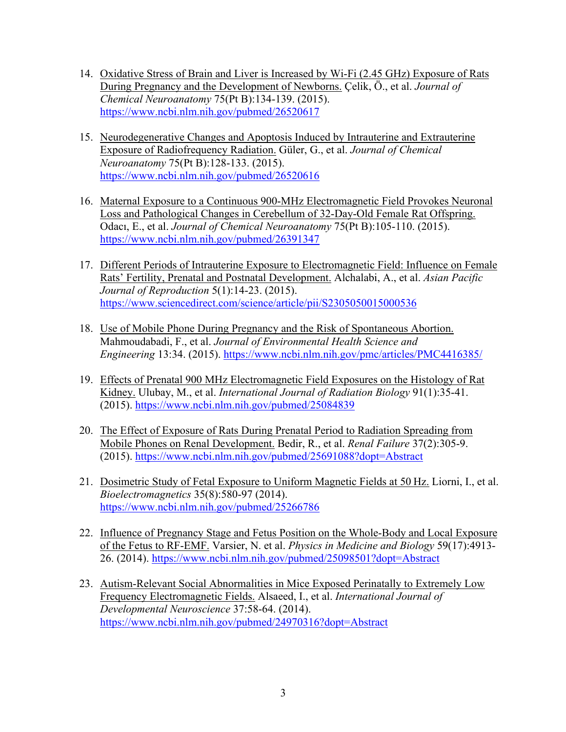14. Oxidative Stress of Brain and Liver is Increased by Wi-Fi (2.45 GHz) Exposure of Rats During Pregnancy and the Development of Newborns. Çelik, Ö., et al. *Journal of Chemical Neuroanatomy* 75(Pt B):134-139. (2015). https://www.ncbi.nlm.nih.gov/pubmed/26520617

15. Neurodegenerative Changes and Apoptosis Induced by Intrauterine and Extrauterine Exposure of Radiofrequency Radiation. Güler, G., et al. *Journal of Chemical Neuroanatomy* 75(Pt B):128-133. (2015). https://www.ncbi.nlm.nih.gov/pubmed/26520616

16. Maternal Exposure to a Continuous 900-MHz Electromagnetic Field Provokes Neuronal Loss and Pathological Changes in Cerebellum of 32-Day-Old Female Rat Offspring. Odacı, E., et al. *Journal of Chemical Neuroanatomy* 75(Pt B):105-110. (2015). https://www.ncbi.nlm.nih.gov/pubmed/26391347

17. Different Periods of Intrauterine Exposure to Electromagnetic Field: Influence on Female Rats' Fertility, Prenatal and Postnatal Development. Alchalabi, A., et al. *Asian Pacific Journal of Reproduction* 5(1):14-23. (2015). https://www.sciencedirect.com/science/article/pii/S2305050015000536

18. Use of Mobile Phone During Pregnancy and the Risk of Spontaneous Abortion. Mahmoudabadi, F., et al. *Journal of Environmental Health Science and Engineering* 13:34. (2015). https://www.ncbi.nlm.nih.gov/pmc/articles/PMC4416385/

19. Effects of Prenatal 900 MHz Electromagnetic Field Exposures on the Histology of Rat Kidney. Ulubay, M., et al. *International Journal of Radiation Biology* 91(1):35-41. (2015). https://www.ncbi.nlm.nih.gov/pubmed/25084839

20. The Effect of Exposure of Rats During Prenatal Period to Radiation Spreading from Mobile Phones on Renal Development. Bedir, R., et al. *Renal Failure* 37(2):305-9. (2015). https://www.ncbi.nlm.nih.gov/pubmed/25691088?dopt=Abstract

21. Dosimetric Study of Fetal Exposure to Uniform Magnetic Fields at 50 Hz. Liorni, I., et al. *Bioelectromagnetics* 35(8):580-97 (2014). https://www.ncbi.nlm.nih.gov/pubmed/25266786

22. Influence of Pregnancy Stage and Fetus Position on the Whole-Body and Local Exposure of the Fetus to RF-EMF. Varsier, N. et al. *Physics in Medicine and Biology* 59(17):4913-26. (2014). https://www.ncbi.nlm.nih.gov/pubmed/25098501?dopt=Abstract

23. Autism-Relevant Social Abnormalities in Mice Exposed Perinatally to Extremely Low Frequency Electromagnetic Fields. Alsaeed, I., et al. *International Journal of Developmental Neuroscience* 37:58-64. (2014). https://www.ncbi.nlm.nih.gov/pubmed/24970316?dopt=Abstract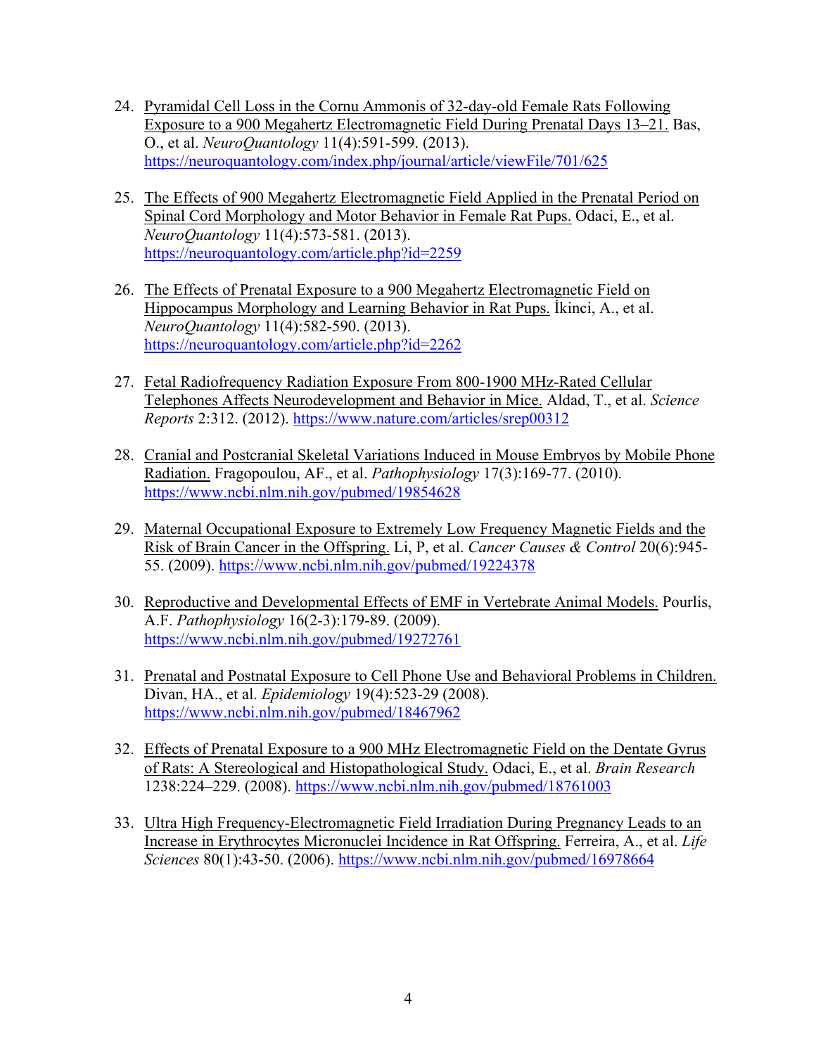24. Pyramidal Cell Loss in the Cornu Ammonis of 32-day-old Female Rats Following Exposure to a 900 Megahertz Electromagnetic Field During Prenatal Days 13–21. Bas, O., et al. *NeuroQuantology* 11(4):591-599. (2013). https://neuroquantology.com/index.php/journal/article/viewFile/701/625

25. The Effects of 900 Megahertz Electromagnetic Field Applied in the Prenatal Period on Spinal Cord Morphology and Motor Behavior in Female Rat Pups. Odaci, E., et al. *NeuroQuantology* 11(4):573-581. (2013). https://neuroquantology.com/article.php?id=2259

26. The Effects of Prenatal Exposure to a 900 Megahertz Electromagnetic Field on Hippocampus Morphology and Learning Behavior in Rat Pups. İkinci, A., et al. *NeuroQuantology* 11(4):582-590. (2013). https://neuroquantology.com/article.php?id=2262

27. Fetal Radiofrequency Radiation Exposure From 800-1900 MHz-Rated Cellular Telephones Affects Neurodevelopment and Behavior in Mice. Aldad, T., et al. *Science Reports* 2:312. (2012). https://www.nature.com/articles/srep00312

28. Cranial and Postcranial Skeletal Variations Induced in Mouse Embryos by Mobile Phone Radiation. Fragopoulou, AF., et al. *Pathophysiology* 17(3):169-77. (2010). https://www.ncbi.nlm.nih.gov/pubmed/19854628

29. Maternal Occupational Exposure to Extremely Low Frequency Magnetic Fields and the Risk of Brain Cancer in the Offspring. Li, P, et al. *Cancer Causes & Control* 20(6):945-55. (2009). https://www.ncbi.nlm.nih.gov/pubmed/19224378

30. Reproductive and Developmental Effects of EMF in Vertebrate Animal Models. Pourlis, A.F. *Pathophysiology* 16(2-3):179-89. (2009). https://www.ncbi.nlm.nih.gov/pubmed/19272761

31. Prenatal and Postnatal Exposure to Cell Phone Use and Behavioral Problems in Children. Divan, HA., et al. *Epidemiology* 19(4):523-29 (2008). https://www.ncbi.nlm.nih.gov/pubmed/18467962

32. Effects of Prenatal Exposure to a 900 MHz Electromagnetic Field on the Dentate Gyrus of Rats: A Stereological and Histopathological Study. Odaci, E., et al. *Brain Research* 1238:224–229. (2008). https://www.ncbi.nlm.nih.gov/pubmed/18761003

33. Ultra High Frequency-Electromagnetic Field Irradiation During Pregnancy Leads to an Increase in Erythrocytes Micronuclei Incidence in Rat Offspring. Ferreira, A., et al. *Life Sciences* 80(1):43-50. (2006). https://www.ncbi.nlm.nih.gov/pubmed/16978664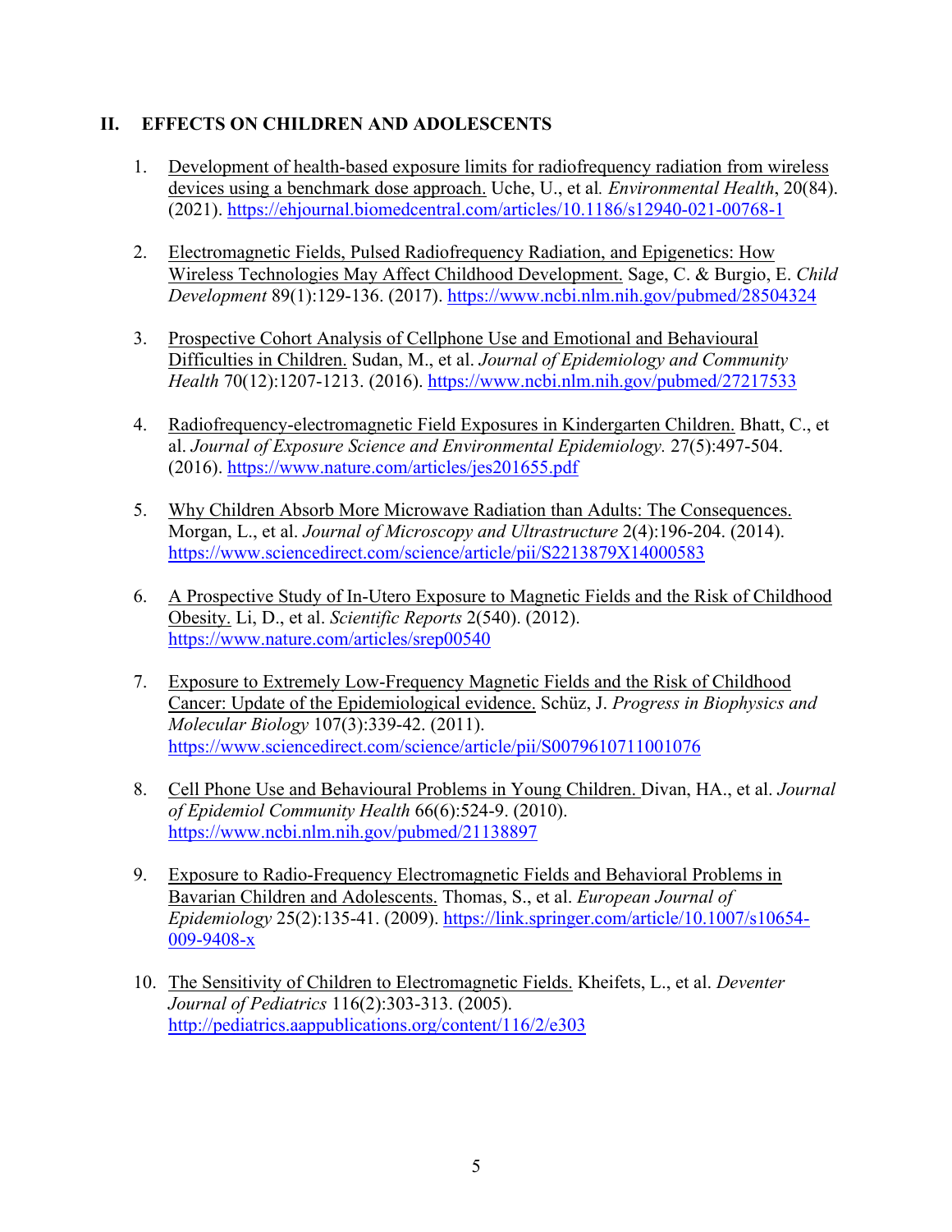## II. EFFECTS ON CHILDREN AND ADOLESCENTS

1. Development of health-based exposure limits for radiofrequency radiation from wireless devices using a benchmark dose approach. Uche, U., et al. *Environmental Health*, 20(84). (2021). https://ehjournal.biomedcentral.com/articles/10.1186/s12940-021-00768-1

2. Electromagnetic Fields, Pulsed Radiofrequency Radiation, and Epigenetics: How Wireless Technologies May Affect Childhood Development. Sage, C. & Burgio, E. *Child Development* 89(1):129-136. (2017). https://www.ncbi.nlm.nih.gov/pubmed/28504324

3. Prospective Cohort Analysis of Cellphone Use and Emotional and Behavioural Difficulties in Children. Sudan, M., et al. *Journal of Epidemiology and Community Health* 70(12):1207-1213. (2016). https://www.ncbi.nlm.nih.gov/pubmed/27217533

4. Radiofrequency-electromagnetic Field Exposures in Kindergarten Children. Bhatt, C., et al. *Journal of Exposure Science and Environmental Epidemiology.* 27(5):497-504. (2016). https://www.nature.com/articles/jes201655.pdf

5. Why Children Absorb More Microwave Radiation than Adults: The Consequences. Morgan, L., et al. *Journal of Microscopy and Ultrastructure* 2(4):196-204. (2014). https://www.sciencedirect.com/science/article/pii/S2213879X14000583

6. A Prospective Study of In-Utero Exposure to Magnetic Fields and the Risk of Childhood Obesity. Li, D., et al. *Scientific Reports* 2(540). (2012). https://www.nature.com/articles/srep00540

7. Exposure to Extremely Low-Frequency Magnetic Fields and the Risk of Childhood Cancer: Update of the Epidemiological evidence. Schüz, J. *Progress in Biophysics and Molecular Biology* 107(3):339-42. (2011). https://www.sciencedirect.com/science/article/pii/S0079610711001076

8. Cell Phone Use and Behavioural Problems in Young Children. Divan, HA., et al. *Journal of Epidemiol Community Health* 66(6):524-9. (2010). https://www.ncbi.nlm.nih.gov/pubmed/21138897

9. Exposure to Radio-Frequency Electromagnetic Fields and Behavioral Problems in Bavarian Children and Adolescents. Thomas, S., et al. *European Journal of Epidemiology* 25(2):135-41. (2009). https://link.springer.com/article/10.1007/s10654-009-9408-x

10. The Sensitivity of Children to Electromagnetic Fields. Kheifets, L., et al. *Deventer Journal of Pediatrics* 116(2):303-313. (2005). http://pediatrics.aappublications.org/content/116/2/e303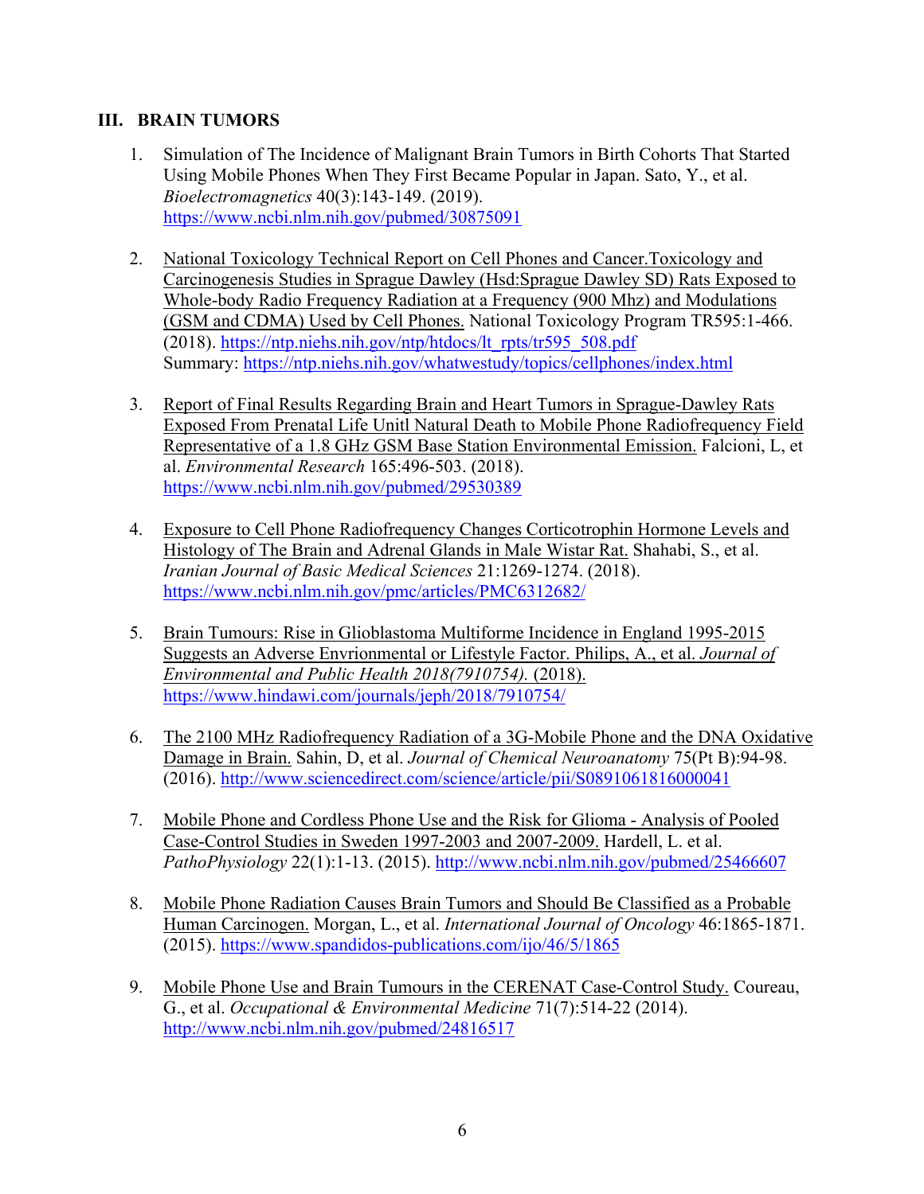## III. BRAIN TUMORS

1. Simulation of The Incidence of Malignant Brain Tumors in Birth Cohorts That Started Using Mobile Phones When They First Became Popular in Japan. Sato, Y., et al. *Bioelectromagnetics* 40(3):143-149. (2019). https://www.ncbi.nlm.nih.gov/pubmed/30875091

2. National Toxicology Technical Report on Cell Phones and Cancer.Toxicology and Carcinogenesis Studies in Sprague Dawley (Hsd:Sprague Dawley SD) Rats Exposed to Whole-body Radio Frequency Radiation at a Frequency (900 Mhz) and Modulations (GSM and CDMA) Used by Cell Phones. National Toxicology Program TR595:1-466. (2018). https://ntp.niehs.nih.gov/ntp/htdocs/lt_rpts/tr595_508.pdf
   Summary: https://ntp.niehs.nih.gov/whatwestudy/topics/cellphones/index.html

3. Report of Final Results Regarding Brain and Heart Tumors in Sprague-Dawley Rats Exposed From Prenatal Life Unitl Natural Death to Mobile Phone Radiofrequency Field Representative of a 1.8 GHz GSM Base Station Environmental Emission. Falcioni, L, et al. *Environmental Research* 165:496-503. (2018). https://www.ncbi.nlm.nih.gov/pubmed/29530389

4. Exposure to Cell Phone Radiofrequency Changes Corticotrophin Hormone Levels and Histology of The Brain and Adrenal Glands in Male Wistar Rat. Shahabi, S., et al. *Iranian Journal of Basic Medical Sciences* 21:1269-1274. (2018). https://www.ncbi.nlm.nih.gov/pmc/articles/PMC6312682/

5. Brain Tumours: Rise in Glioblastoma Multiforme Incidence in England 1995-2015 Suggests an Adverse Envrionmental or Lifestyle Factor. Philips, A., et al. *Journal of Environmental and Public Health 2018(7910754).* (2018). https://www.hindawi.com/journals/jeph/2018/7910754/

6. The 2100 MHz Radiofrequency Radiation of a 3G-Mobile Phone and the DNA Oxidative Damage in Brain. Sahin, D, et al. *Journal of Chemical Neuroanatomy* 75(Pt B):94-98. (2016). http://www.sciencedirect.com/science/article/pii/S0891061816000041

7. Mobile Phone and Cordless Phone Use and the Risk for Glioma - Analysis of Pooled Case-Control Studies in Sweden 1997-2003 and 2007-2009. Hardell, L. et al. *PathoPhysiology* 22(1):1-13. (2015). http://www.ncbi.nlm.nih.gov/pubmed/25466607

8. Mobile Phone Radiation Causes Brain Tumors and Should Be Classified as a Probable Human Carcinogen. Morgan, L., et al. *International Journal of Oncology* 46:1865-1871. (2015). https://www.spandidos-publications.com/ijo/46/5/1865

9. Mobile Phone Use and Brain Tumours in the CERENAT Case-Control Study. Coureau, G., et al. *Occupational & Environmental Medicine* 71(7):514-22 (2014). http://www.ncbi.nlm.nih.gov/pubmed/24816517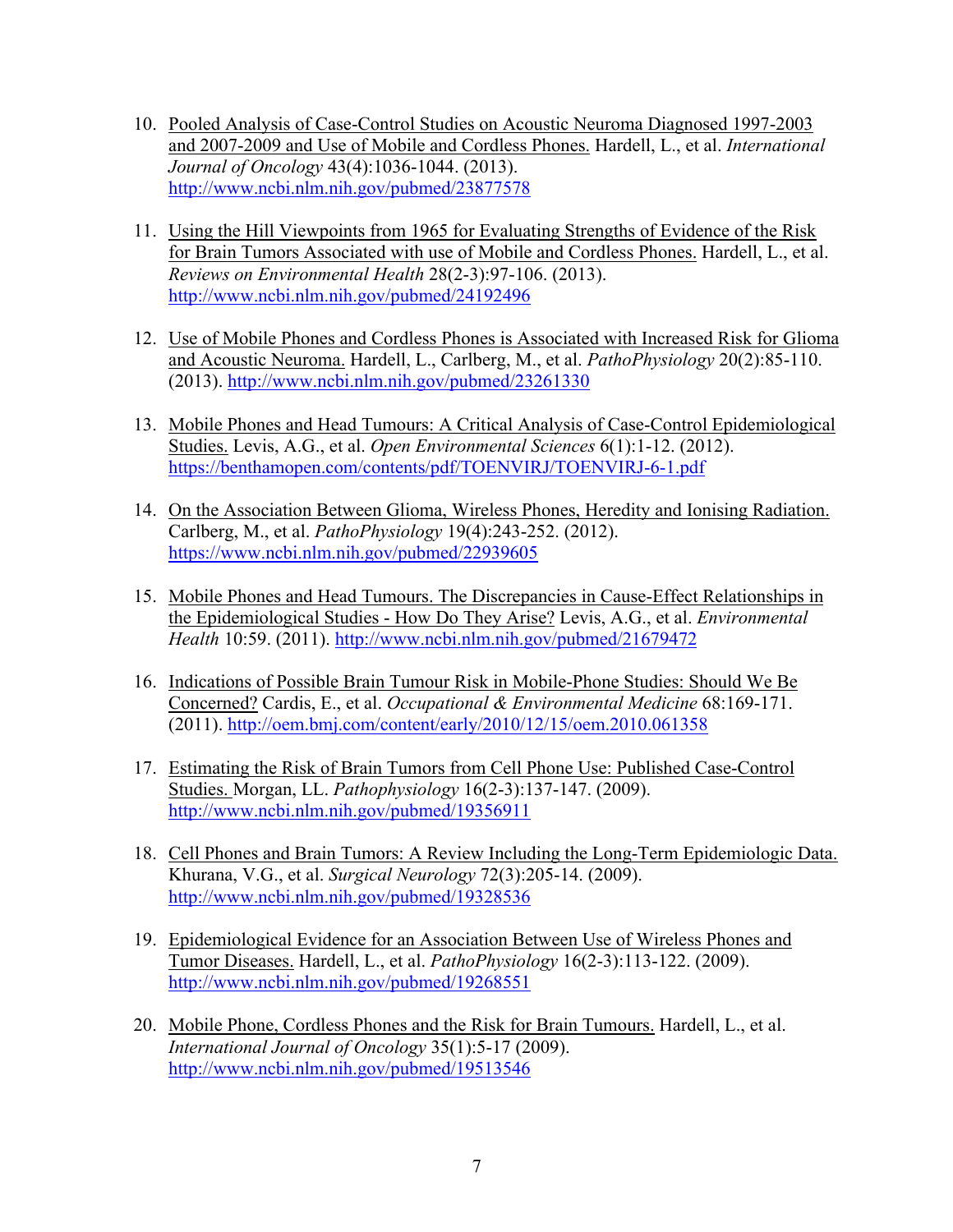10. Pooled Analysis of Case-Control Studies on Acoustic Neuroma Diagnosed 1997-2003 and 2007-2009 and Use of Mobile and Cordless Phones. Hardell, L., et al. *International Journal of Oncology* 43(4):1036-1044. (2013). http://www.ncbi.nlm.nih.gov/pubmed/23877578

11. Using the Hill Viewpoints from 1965 for Evaluating Strengths of Evidence of the Risk for Brain Tumors Associated with use of Mobile and Cordless Phones. Hardell, L., et al. *Reviews on Environmental Health* 28(2-3):97-106. (2013). http://www.ncbi.nlm.nih.gov/pubmed/24192496

12. Use of Mobile Phones and Cordless Phones is Associated with Increased Risk for Glioma and Acoustic Neuroma. Hardell, L., Carlberg, M., et al. *PathoPhysiology* 20(2):85-110. (2013). http://www.ncbi.nlm.nih.gov/pubmed/23261330

13. Mobile Phones and Head Tumours: A Critical Analysis of Case-Control Epidemiological Studies. Levis, A.G., et al. *Open Environmental Sciences* 6(1):1-12. (2012). https://benthamopen.com/contents/pdf/TOENVIRJ/TOENVIRJ-6-1.pdf

14. On the Association Between Glioma, Wireless Phones, Heredity and Ionising Radiation. Carlberg, M., et al. *PathoPhysiology* 19(4):243-252. (2012). https://www.ncbi.nlm.nih.gov/pubmed/22939605

15. Mobile Phones and Head Tumours. The Discrepancies in Cause-Effect Relationships in the Epidemiological Studies - How Do They Arise? Levis, A.G., et al. *Environmental Health* 10:59. (2011). http://www.ncbi.nlm.nih.gov/pubmed/21679472

16. Indications of Possible Brain Tumour Risk in Mobile-Phone Studies: Should We Be Concerned? Cardis, E., et al. *Occupational & Environmental Medicine* 68:169-171. (2011). http://oem.bmj.com/content/early/2010/12/15/oem.2010.061358

17. Estimating the Risk of Brain Tumors from Cell Phone Use: Published Case-Control Studies. Morgan, LL. *Pathophysiology* 16(2-3):137-147. (2009). http://www.ncbi.nlm.nih.gov/pubmed/19356911

18. Cell Phones and Brain Tumors: A Review Including the Long-Term Epidemiologic Data. Khurana, V.G., et al. *Surgical Neurology* 72(3):205-14. (2009). http://www.ncbi.nlm.nih.gov/pubmed/19328536

19. Epidemiological Evidence for an Association Between Use of Wireless Phones and Tumor Diseases. Hardell, L., et al. *PathoPhysiology* 16(2-3):113-122. (2009). http://www.ncbi.nlm.nih.gov/pubmed/19268551

20. Mobile Phone, Cordless Phones and the Risk for Brain Tumours. Hardell, L., et al. *International Journal of Oncology* 35(1):5-17 (2009). http://www.ncbi.nlm.nih.gov/pubmed/19513546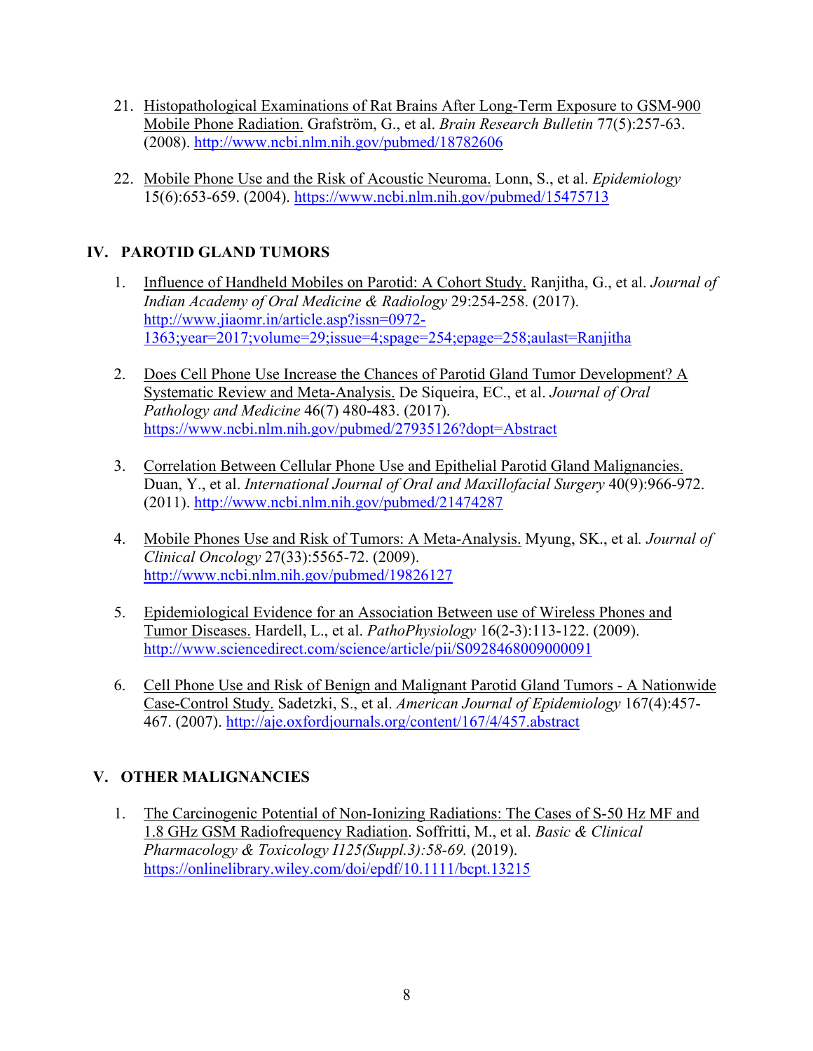21. Histopathological Examinations of Rat Brains After Long-Term Exposure to GSM-900 Mobile Phone Radiation. Grafström, G., et al. *Brain Research Bulletin* 77(5):257-63. (2008). http://www.ncbi.nlm.nih.gov/pubmed/18782606

22. Mobile Phone Use and the Risk of Acoustic Neuroma. Lonn, S., et al. *Epidemiology* 15(6):653-659. (2004). https://www.ncbi.nlm.nih.gov/pubmed/15475713

## IV. PAROTID GLAND TUMORS

1. Influence of Handheld Mobiles on Parotid: A Cohort Study. Ranjitha, G., et al. *Journal of Indian Academy of Oral Medicine & Radiology* 29:254-258. (2017). http://www.jiaomr.in/article.asp?issn=0972-1363;year=2017;volume=29;issue=4;spage=254;epage=258;aulast=Ranjitha

2. Does Cell Phone Use Increase the Chances of Parotid Gland Tumor Development? A Systematic Review and Meta-Analysis. De Siqueira, EC., et al. *Journal of Oral Pathology and Medicine* 46(7) 480-483. (2017). https://www.ncbi.nlm.nih.gov/pubmed/27935126?dopt=Abstract

3. Correlation Between Cellular Phone Use and Epithelial Parotid Gland Malignancies. Duan, Y., et al. *International Journal of Oral and Maxillofacial Surgery* 40(9):966-972. (2011). http://www.ncbi.nlm.nih.gov/pubmed/21474287

4. Mobile Phones Use and Risk of Tumors: A Meta-Analysis. Myung, SK., et al. *Journal of Clinical Oncology* 27(33):5565-72. (2009). http://www.ncbi.nlm.nih.gov/pubmed/19826127

5. Epidemiological Evidence for an Association Between use of Wireless Phones and Tumor Diseases. Hardell, L., et al. *PathoPhysiology* 16(2-3):113-122. (2009). http://www.sciencedirect.com/science/article/pii/S0928468009000091

6. Cell Phone Use and Risk of Benign and Malignant Parotid Gland Tumors - A Nationwide Case-Control Study. Sadetzki, S., et al. *American Journal of Epidemiology* 167(4):457-467. (2007). http://aje.oxfordjournals.org/content/167/4/457.abstract

## V. OTHER MALIGNANCIES

1. The Carcinogenic Potential of Non-Ionizing Radiations: The Cases of S-50 Hz MF and 1.8 GHz GSM Radiofrequency Radiation. Soffritti, M., et al. *Basic & Clinical Pharmacology & Toxicology I125(Suppl.3):58-69.* (2019). https://onlinelibrary.wiley.com/doi/epdf/10.1111/bcpt.13215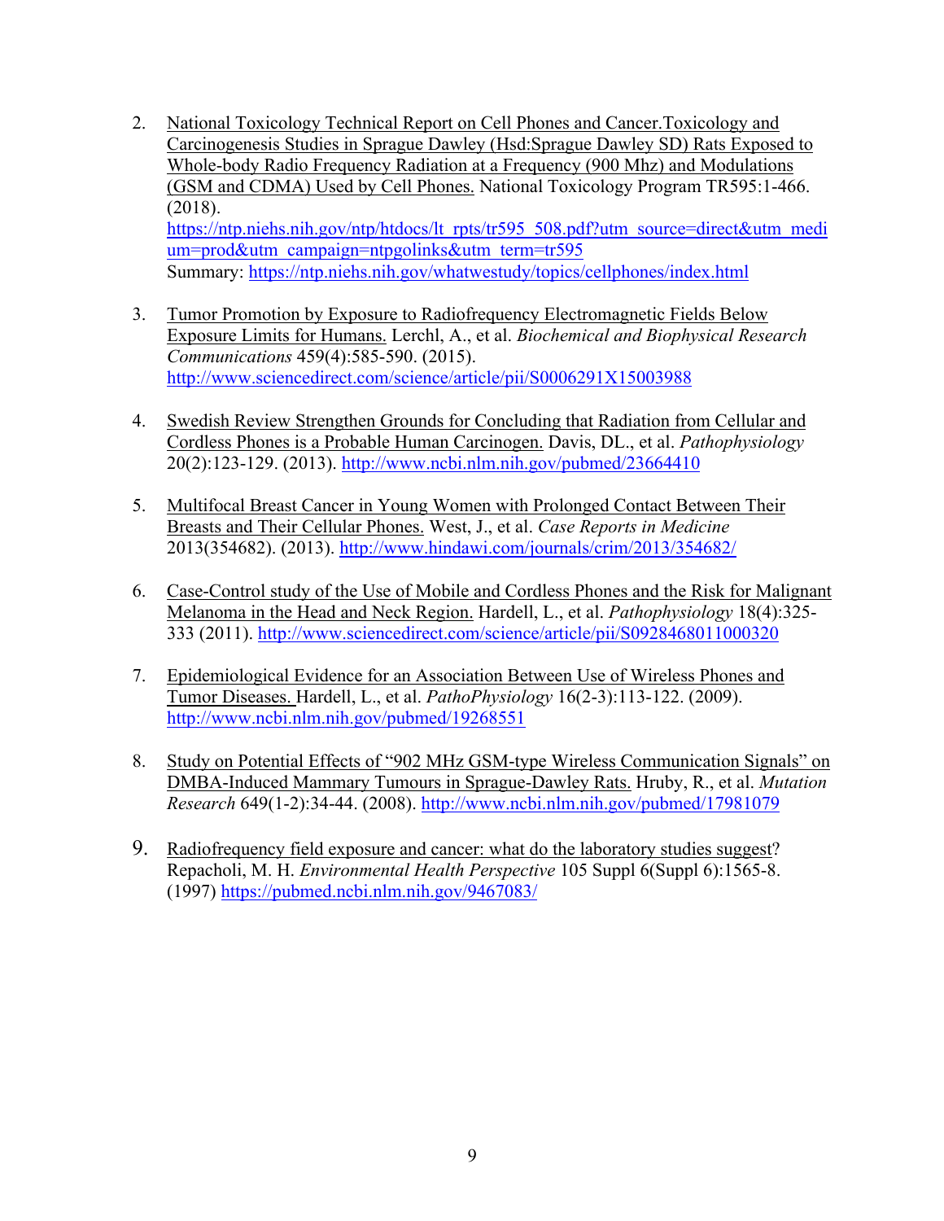2. National Toxicology Technical Report on Cell Phones and Cancer.Toxicology and Carcinogenesis Studies in Sprague Dawley (Hsd:Sprague Dawley SD) Rats Exposed to Whole-body Radio Frequency Radiation at a Frequency (900 Mhz) and Modulations (GSM and CDMA) Used by Cell Phones. National Toxicology Program TR595:1-466. (2018).
   https://ntp.niehs.nih.gov/ntp/htdocs/lt_rpts/tr595_508.pdf?utm_source=direct&utm_medium=prod&utm_campaign=ntpgolinks&utm_term=tr595
   Summary: https://ntp.niehs.nih.gov/whatwestudy/topics/cellphones/index.html

3. Tumor Promotion by Exposure to Radiofrequency Electromagnetic Fields Below Exposure Limits for Humans. Lerchl, A., et al. *Biochemical and Biophysical Research Communications* 459(4):585-590. (2015).
   http://www.sciencedirect.com/science/article/pii/S0006291X15003988

4. Swedish Review Strengthen Grounds for Concluding that Radiation from Cellular and Cordless Phones is a Probable Human Carcinogen. Davis, DL., et al. *Pathophysiology* 20(2):123-129. (2013). http://www.ncbi.nlm.nih.gov/pubmed/23664410

5. Multifocal Breast Cancer in Young Women with Prolonged Contact Between Their Breasts and Their Cellular Phones. West, J., et al. *Case Reports in Medicine* 2013(354682). (2013). http://www.hindawi.com/journals/crim/2013/354682/

6. Case-Control study of the Use of Mobile and Cordless Phones and the Risk for Malignant Melanoma in the Head and Neck Region. Hardell, L., et al. *Pathophysiology* 18(4):325-333 (2011). http://www.sciencedirect.com/science/article/pii/S0928468011000320

7. Epidemiological Evidence for an Association Between Use of Wireless Phones and Tumor Diseases. Hardell, L., et al. *PathoPhysiology* 16(2-3):113-122. (2009). http://www.ncbi.nlm.nih.gov/pubmed/19268551

8. Study on Potential Effects of "902 MHz GSM-type Wireless Communication Signals" on DMBA-Induced Mammary Tumours in Sprague-Dawley Rats. Hruby, R., et al. *Mutation Research* 649(1-2):34-44. (2008). http://www.ncbi.nlm.nih.gov/pubmed/17981079

9. Radiofrequency field exposure and cancer: what do the laboratory studies suggest? Repacholi, M. H. *Environmental Health Perspective* 105 Suppl 6(Suppl 6):1565-8. (1997) https://pubmed.ncbi.nlm.nih.gov/9467083/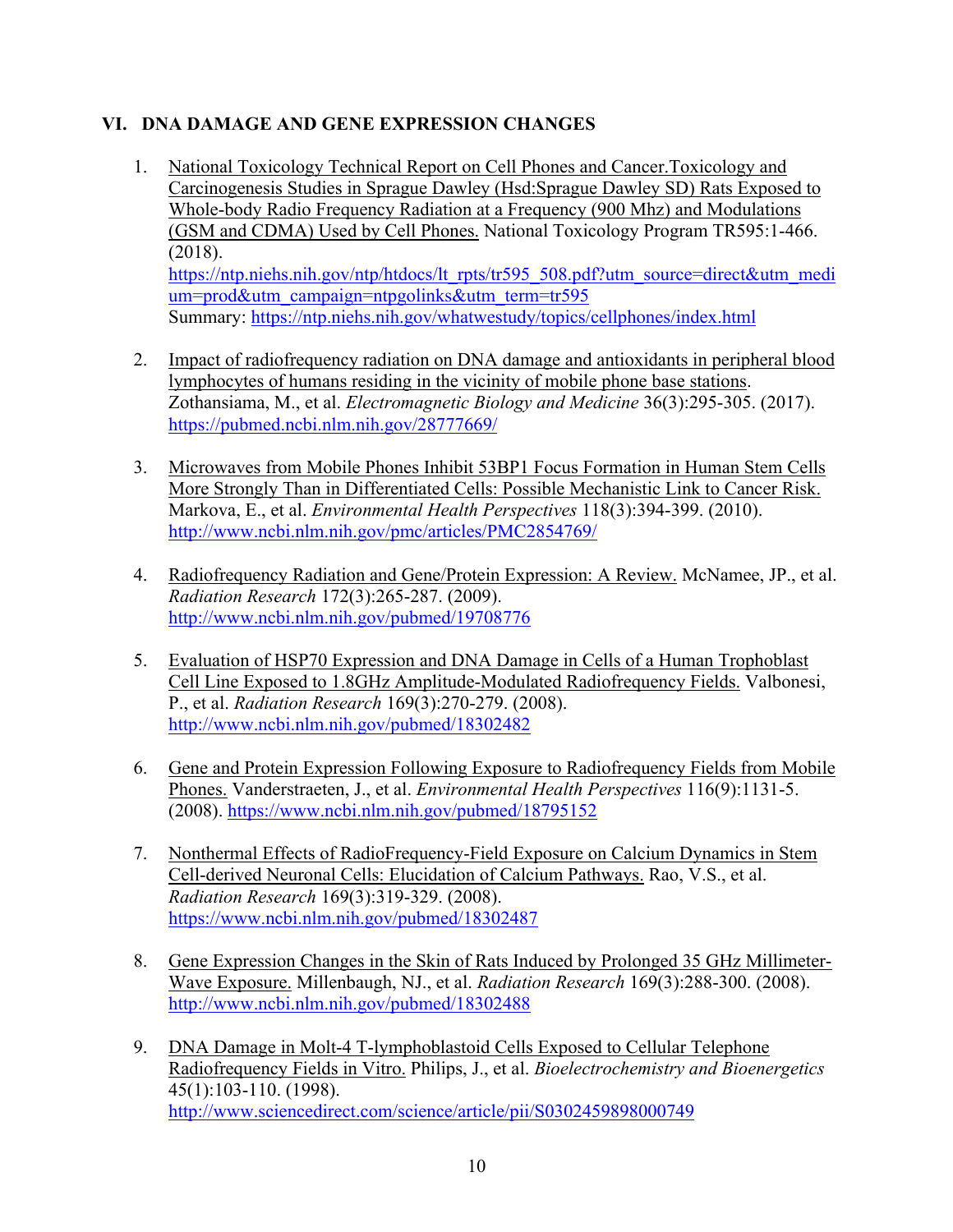## VI. DNA DAMAGE AND GENE EXPRESSION CHANGES

1. National Toxicology Technical Report on Cell Phones and Cancer.Toxicology and Carcinogenesis Studies in Sprague Dawley (Hsd:Sprague Dawley SD) Rats Exposed to Whole-body Radio Frequency Radiation at a Frequency (900 Mhz) and Modulations (GSM and CDMA) Used by Cell Phones. National Toxicology Program TR595:1-466. (2018).
   https://ntp.niehs.nih.gov/ntp/htdocs/lt_rpts/tr595_508.pdf?utm_source=direct&utm_medium=prod&utm_campaign=ntpgolinks&utm_term=tr595
   Summary: https://ntp.niehs.nih.gov/whatwestudy/topics/cellphones/index.html

2. Impact of radiofrequency radiation on DNA damage and antioxidants in peripheral blood lymphocytes of humans residing in the vicinity of mobile phone base stations. Zothansiama, M., et al. *Electromagnetic Biology and Medicine* 36(3):295-305. (2017). https://pubmed.ncbi.nlm.nih.gov/28777669/

3. Microwaves from Mobile Phones Inhibit 53BP1 Focus Formation in Human Stem Cells More Strongly Than in Differentiated Cells: Possible Mechanistic Link to Cancer Risk. Markova, E., et al. *Environmental Health Perspectives* 118(3):394-399. (2010). http://www.ncbi.nlm.nih.gov/pmc/articles/PMC2854769/

4. Radiofrequency Radiation and Gene/Protein Expression: A Review. McNamee, JP., et al. *Radiation Research* 172(3):265-287. (2009). http://www.ncbi.nlm.nih.gov/pubmed/19708776

5. Evaluation of HSP70 Expression and DNA Damage in Cells of a Human Trophoblast Cell Line Exposed to 1.8GHz Amplitude-Modulated Radiofrequency Fields. Valbonesi, P., et al. *Radiation Research* 169(3):270-279. (2008). http://www.ncbi.nlm.nih.gov/pubmed/18302482

6. Gene and Protein Expression Following Exposure to Radiofrequency Fields from Mobile Phones. Vanderstraeten, J., et al. *Environmental Health Perspectives* 116(9):1131-5. (2008). https://www.ncbi.nlm.nih.gov/pubmed/18795152

7. Nonthermal Effects of RadioFrequency-Field Exposure on Calcium Dynamics in Stem Cell-derived Neuronal Cells: Elucidation of Calcium Pathways. Rao, V.S., et al. *Radiation Research* 169(3):319-329. (2008). https://www.ncbi.nlm.nih.gov/pubmed/18302487

8. Gene Expression Changes in the Skin of Rats Induced by Prolonged 35 GHz Millimeter-Wave Exposure. Millenbaugh, NJ., et al. *Radiation Research* 169(3):288-300. (2008). http://www.ncbi.nlm.nih.gov/pubmed/18302488

9. DNA Damage in Molt-4 T-lymphoblastoid Cells Exposed to Cellular Telephone Radiofrequency Fields in Vitro. Philips, J., et al. *Bioelectrochemistry and Bioenergetics* 45(1):103-110. (1998). http://www.sciencedirect.com/science/article/pii/S0302459898000749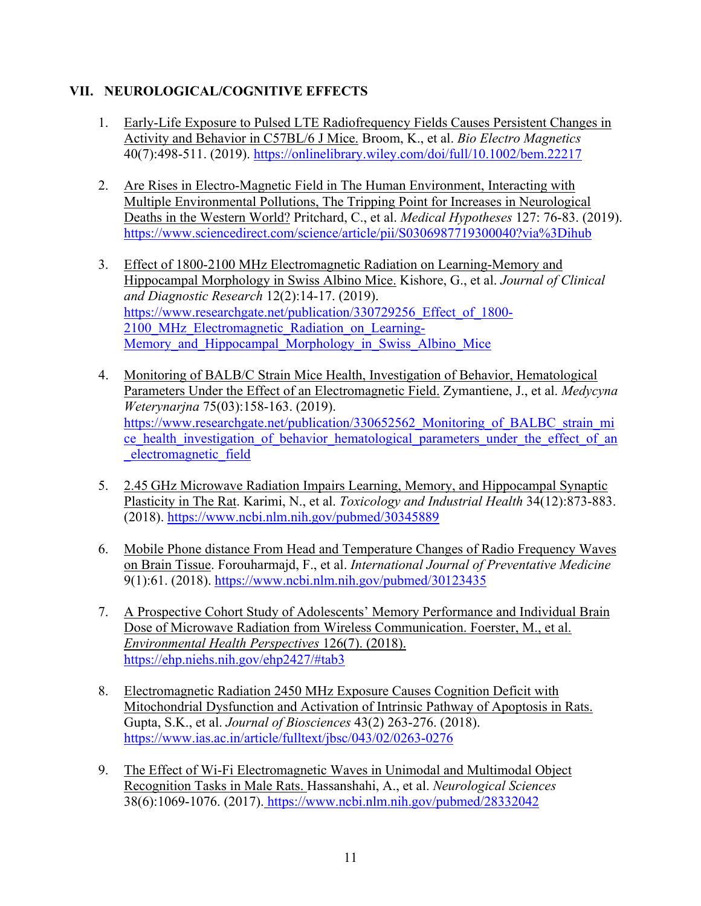## VII. NEUROLOGICAL/COGNITIVE EFFECTS

1. Early-Life Exposure to Pulsed LTE Radiofrequency Fields Causes Persistent Changes in Activity and Behavior in C57BL/6 J Mice. Broom, K., et al. *Bio Electro Magnetics* 40(7):498-511. (2019). https://onlinelibrary.wiley.com/doi/full/10.1002/bem.22217

2. Are Rises in Electro-Magnetic Field in The Human Environment, Interacting with Multiple Environmental Pollutions, The Tripping Point for Increases in Neurological Deaths in the Western World? Pritchard, C., et al. *Medical Hypotheses* 127: 76-83. (2019). https://www.sciencedirect.com/science/article/pii/S0306987719300040?via%3Dihub

3. Effect of 1800-2100 MHz Electromagnetic Radiation on Learning-Memory and Hippocampal Morphology in Swiss Albino Mice. Kishore, G., et al. *Journal of Clinical and Diagnostic Research* 12(2):14-17. (2019). https://www.researchgate.net/publication/330729256_Effect_of_1800-2100_MHz_Electromagnetic_Radiation_on_Learning-Memory_and_Hippocampal_Morphology_in_Swiss_Albino_Mice

4. Monitoring of BALB/C Strain Mice Health, Investigation of Behavior, Hematological Parameters Under the Effect of an Electromagnetic Field. Zymantiene, J., et al. *Medycyna Weterynarjna* 75(03):158-163. (2019). https://www.researchgate.net/publication/330652562_Monitoring_of_BALBC_strain_mice_health_investigation_of_behavior_hematological_parameters_under_the_effect_of_an_electromagnetic_field

5. 2.45 GHz Microwave Radiation Impairs Learning, Memory, and Hippocampal Synaptic Plasticity in The Rat. Karimi, N., et al. *Toxicology and Industrial Health* 34(12):873-883. (2018). https://www.ncbi.nlm.nih.gov/pubmed/30345889

6. Mobile Phone distance From Head and Temperature Changes of Radio Frequency Waves on Brain Tissue. Forouharmajd, F., et al. *International Journal of Preventative Medicine* 9(1):61. (2018). https://www.ncbi.nlm.nih.gov/pubmed/30123435

7. A Prospective Cohort Study of Adolescents' Memory Performance and Individual Brain Dose of Microwave Radiation from Wireless Communication. Foerster, M., et al. *Environmental Health Perspectives* 126(7). (2018). https://ehp.niehs.nih.gov/ehp2427/#tab3

8. Electromagnetic Radiation 2450 MHz Exposure Causes Cognition Deficit with Mitochondrial Dysfunction and Activation of Intrinsic Pathway of Apoptosis in Rats. Gupta, S.K., et al. *Journal of Biosciences* 43(2) 263-276. (2018). https://www.ias.ac.in/article/fulltext/jbsc/043/02/0263-0276

9. The Effect of Wi-Fi Electromagnetic Waves in Unimodal and Multimodal Object Recognition Tasks in Male Rats. Hassanshahi, A., et al. *Neurological Sciences* 38(6):1069-1076. (2017). https://www.ncbi.nlm.nih.gov/pubmed/28332042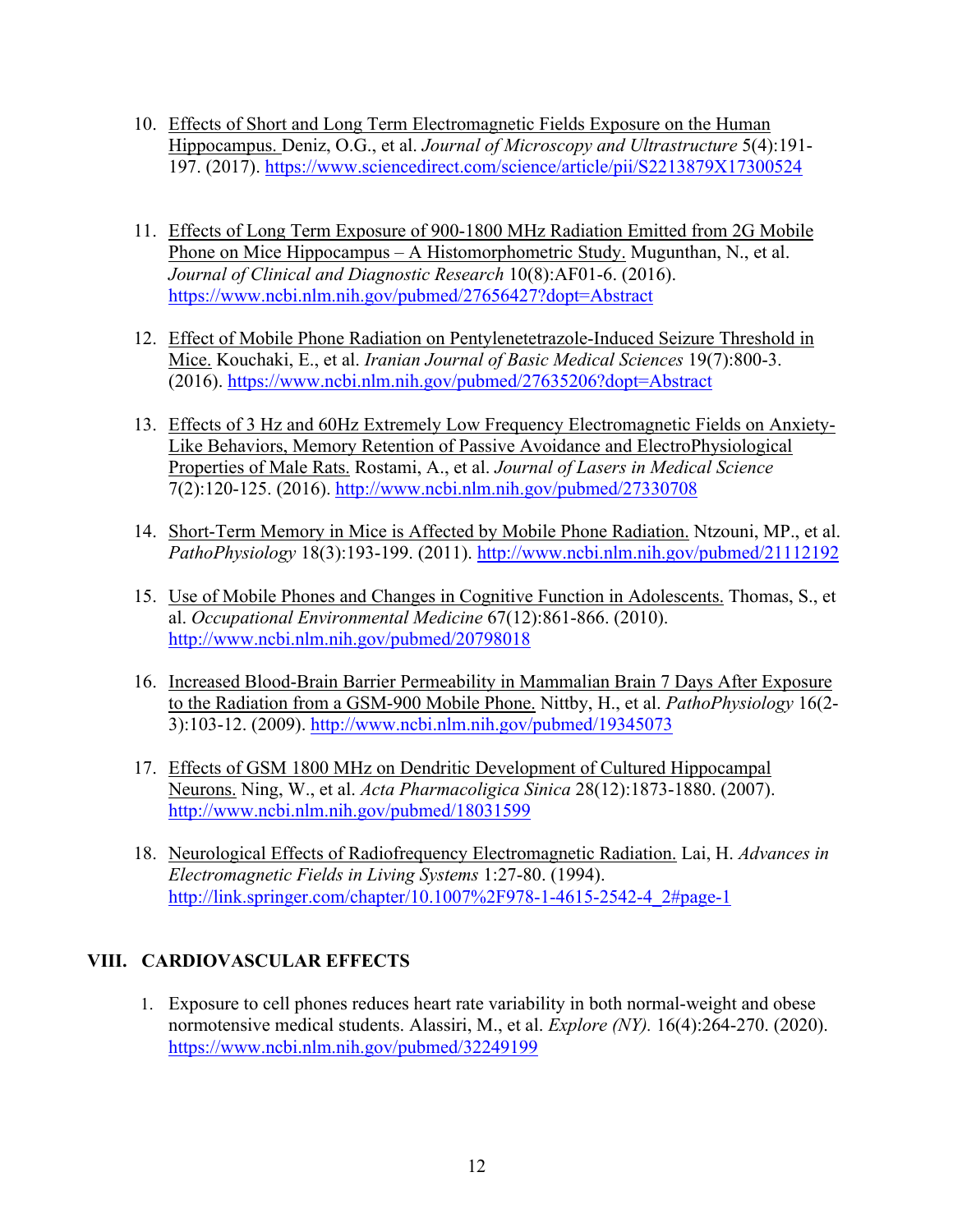10. Effects of Short and Long Term Electromagnetic Fields Exposure on the Human Hippocampus. Deniz, O.G., et al. *Journal of Microscopy and Ultrastructure* 5(4):191-197. (2017). https://www.sciencedirect.com/science/article/pii/S2213879X17300524

11. Effects of Long Term Exposure of 900-1800 MHz Radiation Emitted from 2G Mobile Phone on Mice Hippocampus – A Histomorphometric Study. Mugunthan, N., et al. *Journal of Clinical and Diagnostic Research* 10(8):AF01-6. (2016). https://www.ncbi.nlm.nih.gov/pubmed/27656427?dopt=Abstract

12. Effect of Mobile Phone Radiation on Pentylenetetrazole-Induced Seizure Threshold in Mice. Kouchaki, E., et al. *Iranian Journal of Basic Medical Sciences* 19(7):800-3. (2016). https://www.ncbi.nlm.nih.gov/pubmed/27635206?dopt=Abstract

13. Effects of 3 Hz and 60Hz Extremely Low Frequency Electromagnetic Fields on Anxiety-Like Behaviors, Memory Retention of Passive Avoidance and ElectroPhysiological Properties of Male Rats. Rostami, A., et al. *Journal of Lasers in Medical Science* 7(2):120-125. (2016). http://www.ncbi.nlm.nih.gov/pubmed/27330708

14. Short-Term Memory in Mice is Affected by Mobile Phone Radiation. Ntzouni, MP., et al. *PathoPhysiology* 18(3):193-199. (2011). http://www.ncbi.nlm.nih.gov/pubmed/21112192

15. Use of Mobile Phones and Changes in Cognitive Function in Adolescents. Thomas, S., et al. *Occupational Environmental Medicine* 67(12):861-866. (2010). http://www.ncbi.nlm.nih.gov/pubmed/20798018

16. Increased Blood-Brain Barrier Permeability in Mammalian Brain 7 Days After Exposure to the Radiation from a GSM-900 Mobile Phone. Nittby, H., et al. *PathoPhysiology* 16(2-3):103-12. (2009). http://www.ncbi.nlm.nih.gov/pubmed/19345073

17. Effects of GSM 1800 MHz on Dendritic Development of Cultured Hippocampal Neurons. Ning, W., et al. *Acta Pharmacoligica Sinica* 28(12):1873-1880. (2007). http://www.ncbi.nlm.nih.gov/pubmed/18031599

18. Neurological Effects of Radiofrequency Electromagnetic Radiation. Lai, H. *Advances in Electromagnetic Fields in Living Systems* 1:27-80. (1994). http://link.springer.com/chapter/10.1007%2F978-1-4615-2542-4_2#page-1

## VIII. CARDIOVASCULAR EFFECTS

1. Exposure to cell phones reduces heart rate variability in both normal-weight and obese normotensive medical students. Alassiri, M., et al. *Explore (NY).* 16(4):264-270. (2020). https://www.ncbi.nlm.nih.gov/pubmed/32249199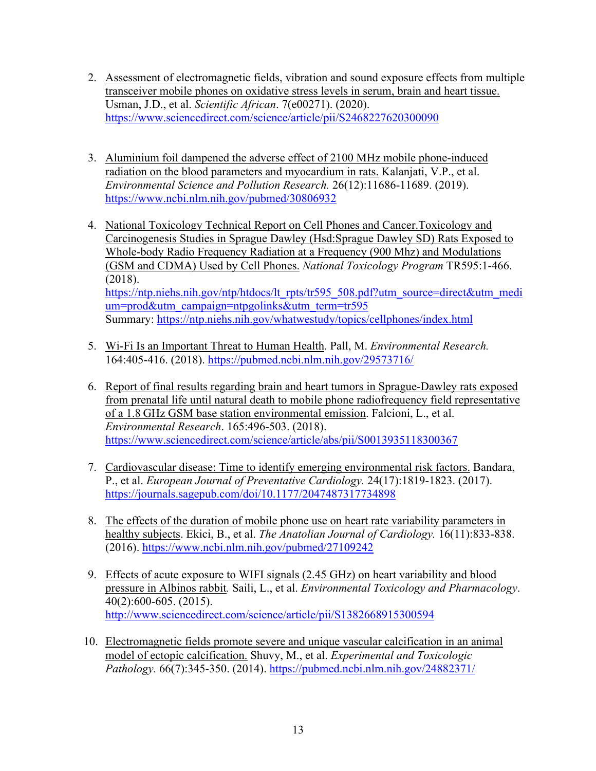2. Assessment of electromagnetic fields, vibration and sound exposure effects from multiple transceiver mobile phones on oxidative stress levels in serum, brain and heart tissue. Usman, J.D., et al. *Scientific African*. 7(e00271). (2020). https://www.sciencedirect.com/science/article/pii/S2468227620300090

3. Aluminium foil dampened the adverse effect of 2100 MHz mobile phone-induced radiation on the blood parameters and myocardium in rats. Kalanjati, V.P., et al. *Environmental Science and Pollution Research.* 26(12):11686-11689. (2019). https://www.ncbi.nlm.nih.gov/pubmed/30806932

4. National Toxicology Technical Report on Cell Phones and Cancer.Toxicology and Carcinogenesis Studies in Sprague Dawley (Hsd:Sprague Dawley SD) Rats Exposed to Whole-body Radio Frequency Radiation at a Frequency (900 Mhz) and Modulations (GSM and CDMA) Used by Cell Phones. *National Toxicology Program* TR595:1-466. (2018). https://ntp.niehs.nih.gov/ntp/htdocs/lt_rpts/tr595_508.pdf?utm_source=direct&utm_medium=prod&utm_campaign=ntpgolinks&utm_term=tr595
   Summary: https://ntp.niehs.nih.gov/whatwestudy/topics/cellphones/index.html

5. Wi-Fi Is an Important Threat to Human Health. Pall, M. *Environmental Research.* 164:405-416. (2018). https://pubmed.ncbi.nlm.nih.gov/29573716/

6. Report of final results regarding brain and heart tumors in Sprague-Dawley rats exposed from prenatal life until natural death to mobile phone radiofrequency field representative of a 1.8 GHz GSM base station environmental emission. Falcioni, L., et al. *Environmental Research*. 165:496-503. (2018). https://www.sciencedirect.com/science/article/abs/pii/S0013935118300367

7. Cardiovascular disease: Time to identify emerging environmental risk factors. Bandara, P., et al. *European Journal of Preventative Cardiology.* 24(17):1819-1823. (2017). https://journals.sagepub.com/doi/10.1177/2047487317734898

8. The effects of the duration of mobile phone use on heart rate variability parameters in healthy subjects. Ekici, B., et al. *The Anatolian Journal of Cardiology.* 16(11):833-838. (2016). https://www.ncbi.nlm.nih.gov/pubmed/27109242

9. Effects of acute exposure to WIFI signals (2.45 GHz) on heart variability and blood pressure in Albinos rabbit*.* Saili, L., et al. *Environmental Toxicology and Pharmacology*. 40(2):600-605. (2015). http://www.sciencedirect.com/science/article/pii/S1382668915300594

10. Electromagnetic fields promote severe and unique vascular calcification in an animal model of ectopic calcification. Shuvy, M., et al. *Experimental and Toxicologic Pathology.* 66(7):345-350. (2014). https://pubmed.ncbi.nlm.nih.gov/24882371/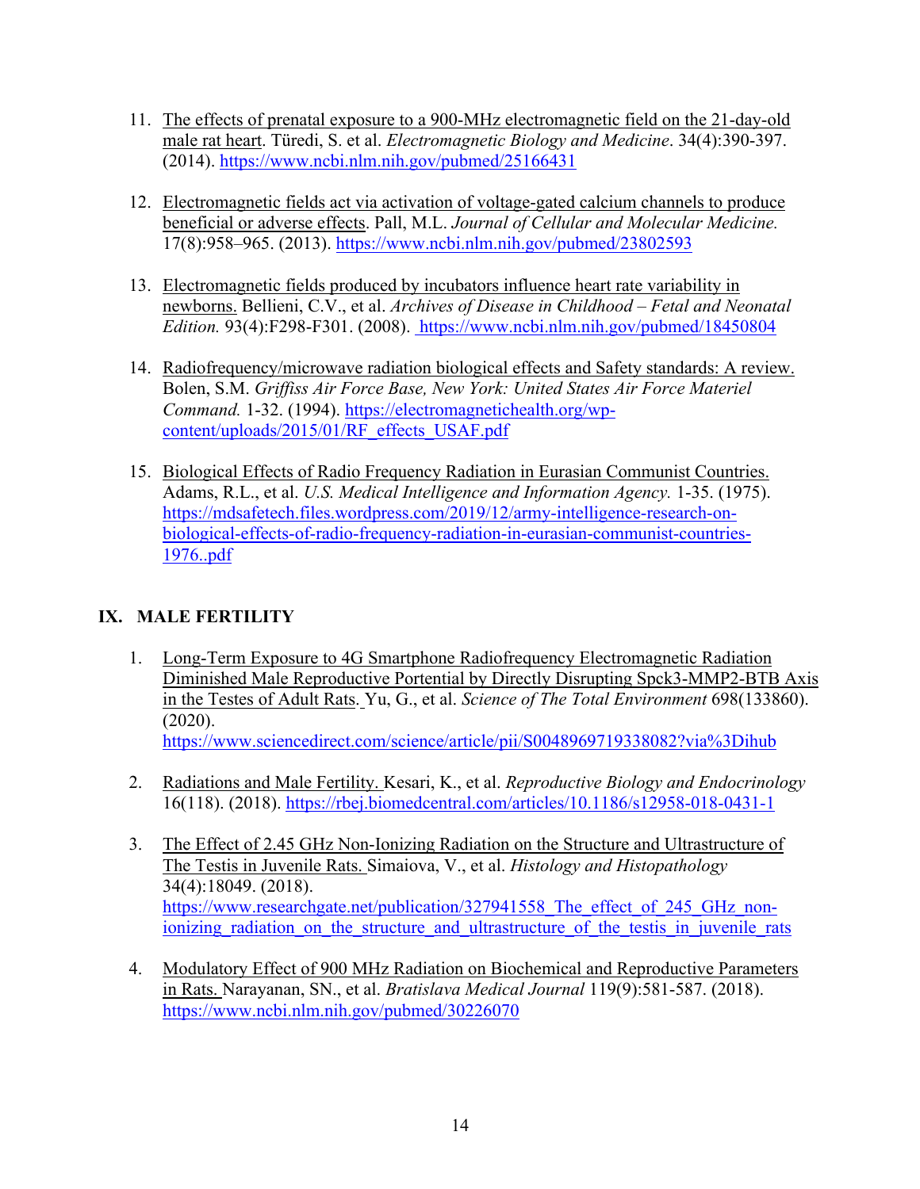11. The effects of prenatal exposure to a 900-MHz electromagnetic field on the 21-day-old male rat heart. Türedi, S. et al. *Electromagnetic Biology and Medicine*. 34(4):390-397. (2014). https://www.ncbi.nlm.nih.gov/pubmed/25166431

12. Electromagnetic fields act via activation of voltage-gated calcium channels to produce beneficial or adverse effects. Pall, M.L. *Journal of Cellular and Molecular Medicine.* 17(8):958–965. (2013). https://www.ncbi.nlm.nih.gov/pubmed/23802593

13. Electromagnetic fields produced by incubators influence heart rate variability in newborns. Bellieni, C.V., et al. *Archives of Disease in Childhood – Fetal and Neonatal Edition.* 93(4):F298-F301. (2008). https://www.ncbi.nlm.nih.gov/pubmed/18450804

14. Radiofrequency/microwave radiation biological effects and Safety standards: A review. Bolen, S.M. *Griffiss Air Force Base, New York: United States Air Force Materiel Command.* 1-32. (1994). https://electromagnetichealth.org/wp-content/uploads/2015/01/RF_effects_USAF.pdf

15. Biological Effects of Radio Frequency Radiation in Eurasian Communist Countries. Adams, R.L., et al. *U.S. Medical Intelligence and Information Agency.* 1-35. (1975). https://mdsafetech.files.wordpress.com/2019/12/army-intelligence-research-on-biological-effects-of-radio-frequency-radiation-in-eurasian-communist-countries-1976..pdf

## IX. MALE FERTILITY

1. Long-Term Exposure to 4G Smartphone Radiofrequency Electromagnetic Radiation Diminished Male Reproductive Portential by Directly Disrupting Spck3-MMP2-BTB Axis in the Testes of Adult Rats. Yu, G., et al. *Science of The Total Environment* 698(133860). (2020). https://www.sciencedirect.com/science/article/pii/S0048969719338082?via%3Dihub

2. Radiations and Male Fertility. Kesari, K., et al. *Reproductive Biology and Endocrinology* 16(118). (2018). https://rbej.biomedcentral.com/articles/10.1186/s12958-018-0431-1

3. The Effect of 2.45 GHz Non-Ionizing Radiation on the Structure and Ultrastructure of The Testis in Juvenile Rats. Simaiova, V., et al. *Histology and Histopathology* 34(4):18049. (2018). https://www.researchgate.net/publication/327941558_The_effect_of_245_GHz_non-ionizing_radiation_on_the_structure_and_ultrastructure_of_the_testis_in_juvenile_rats

4. Modulatory Effect of 900 MHz Radiation on Biochemical and Reproductive Parameters in Rats. Narayanan, SN., et al. *Bratislava Medical Journal* 119(9):581-587. (2018). https://www.ncbi.nlm.nih.gov/pubmed/30226070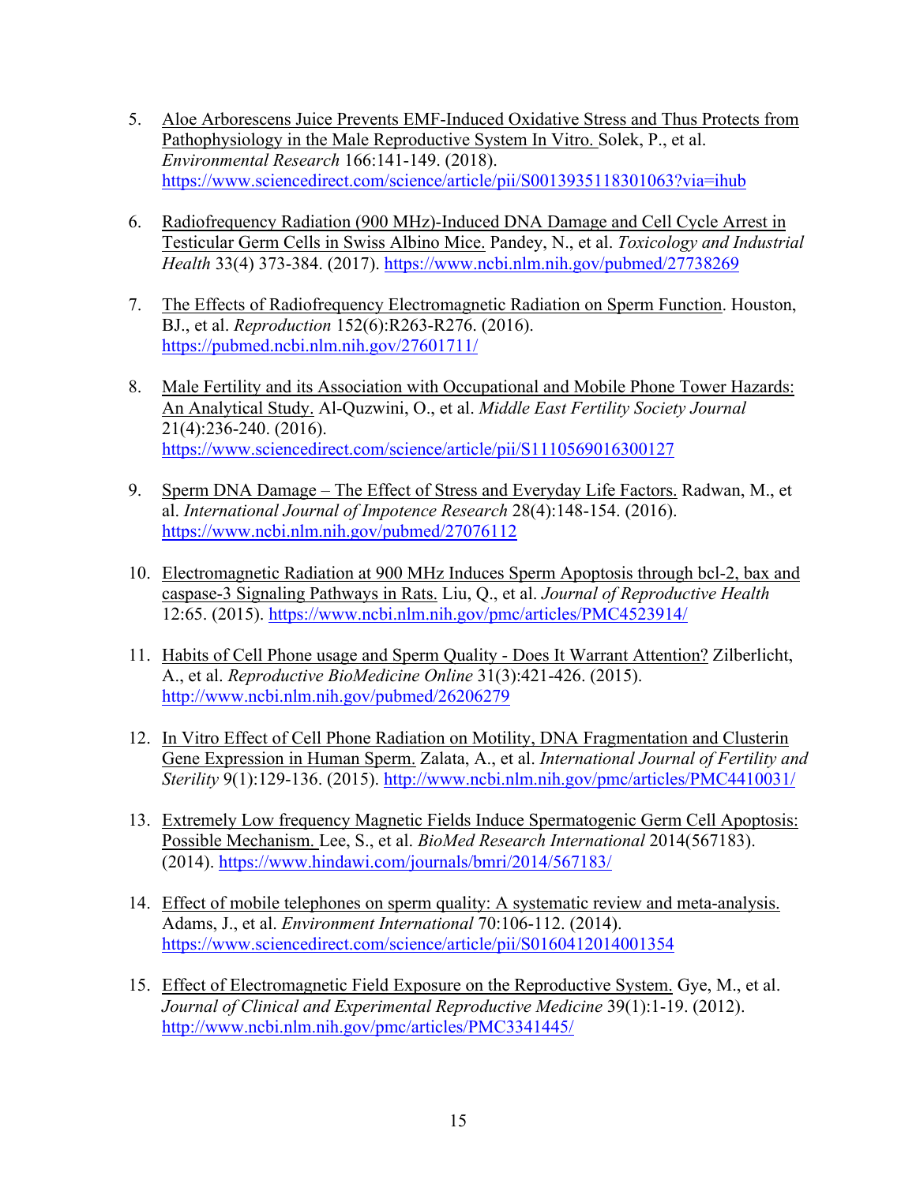5. Aloe Arborescens Juice Prevents EMF-Induced Oxidative Stress and Thus Protects from Pathophysiology in the Male Reproductive System In Vitro. Solek, P., et al. *Environmental Research* 166:141-149. (2018). https://www.sciencedirect.com/science/article/pii/S0013935118301063?via=ihub

6. Radiofrequency Radiation (900 MHz)-Induced DNA Damage and Cell Cycle Arrest in Testicular Germ Cells in Swiss Albino Mice. Pandey, N., et al. *Toxicology and Industrial Health* 33(4) 373-384. (2017). https://www.ncbi.nlm.nih.gov/pubmed/27738269

7. The Effects of Radiofrequency Electromagnetic Radiation on Sperm Function. Houston, BJ., et al. *Reproduction* 152(6):R263-R276. (2016). https://pubmed.ncbi.nlm.nih.gov/27601711/

8. Male Fertility and its Association with Occupational and Mobile Phone Tower Hazards: An Analytical Study. Al-Quzwini, O., et al. *Middle East Fertility Society Journal* 21(4):236-240. (2016). https://www.sciencedirect.com/science/article/pii/S1110569016300127

9. Sperm DNA Damage – The Effect of Stress and Everyday Life Factors. Radwan, M., et al. *International Journal of Impotence Research* 28(4):148-154. (2016). https://www.ncbi.nlm.nih.gov/pubmed/27076112

10. Electromagnetic Radiation at 900 MHz Induces Sperm Apoptosis through bcl-2, bax and caspase-3 Signaling Pathways in Rats. Liu, Q., et al. *Journal of Reproductive Health* 12:65. (2015). https://www.ncbi.nlm.nih.gov/pmc/articles/PMC4523914/

11. Habits of Cell Phone usage and Sperm Quality - Does It Warrant Attention? Zilberlicht, A., et al. *Reproductive BioMedicine Online* 31(3):421-426. (2015). http://www.ncbi.nlm.nih.gov/pubmed/26206279

12. In Vitro Effect of Cell Phone Radiation on Motility, DNA Fragmentation and Clusterin Gene Expression in Human Sperm. Zalata, A., et al. *International Journal of Fertility and Sterility* 9(1):129-136. (2015). http://www.ncbi.nlm.nih.gov/pmc/articles/PMC4410031/

13. Extremely Low frequency Magnetic Fields Induce Spermatogenic Germ Cell Apoptosis: Possible Mechanism. Lee, S., et al. *BioMed Research International* 2014(567183). (2014). https://www.hindawi.com/journals/bmri/2014/567183/

14. Effect of mobile telephones on sperm quality: A systematic review and meta-analysis. Adams, J., et al. *Environment International* 70:106-112. (2014). https://www.sciencedirect.com/science/article/pii/S0160412014001354

15. Effect of Electromagnetic Field Exposure on the Reproductive System. Gye, M., et al. *Journal of Clinical and Experimental Reproductive Medicine* 39(1):1-19. (2012). http://www.ncbi.nlm.nih.gov/pmc/articles/PMC3341445/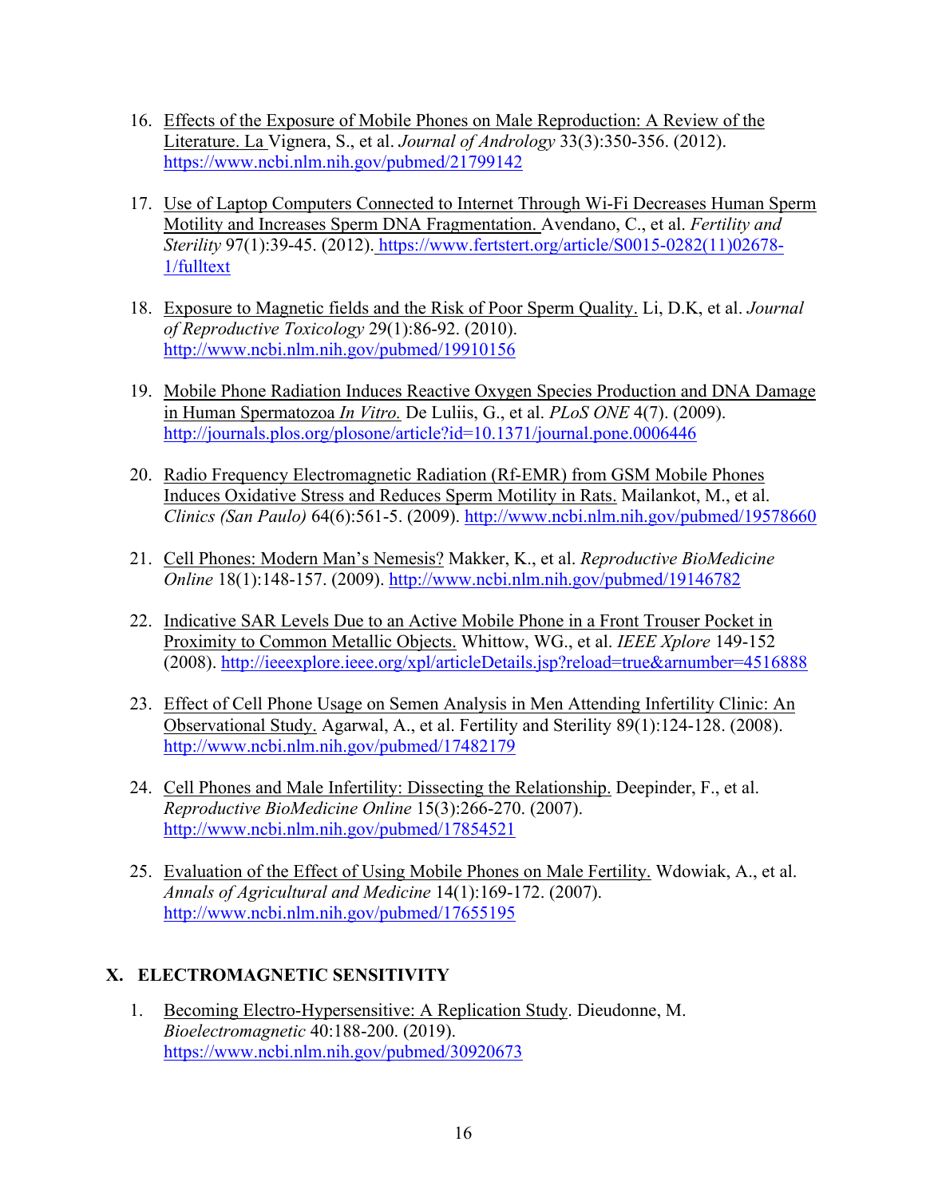16. Effects of the Exposure of Mobile Phones on Male Reproduction: A Review of the Literature. La Vignera, S., et al. *Journal of Andrology* 33(3):350-356. (2012). https://www.ncbi.nlm.nih.gov/pubmed/21799142

17. Use of Laptop Computers Connected to Internet Through Wi-Fi Decreases Human Sperm Motility and Increases Sperm DNA Fragmentation. Avendano, C., et al. *Fertility and Sterility* 97(1):39-45. (2012). https://www.fertstert.org/article/S0015-0282(11)02678-1/fulltext

18. Exposure to Magnetic fields and the Risk of Poor Sperm Quality. Li, D.K, et al. *Journal of Reproductive Toxicology* 29(1):86-92. (2010). http://www.ncbi.nlm.nih.gov/pubmed/19910156

19. Mobile Phone Radiation Induces Reactive Oxygen Species Production and DNA Damage in Human Spermatozoa *In Vitro.* De Luliis, G., et al. *PLoS ONE* 4(7). (2009). http://journals.plos.org/plosone/article?id=10.1371/journal.pone.0006446

20. Radio Frequency Electromagnetic Radiation (Rf-EMR) from GSM Mobile Phones Induces Oxidative Stress and Reduces Sperm Motility in Rats. Mailankot, M., et al. *Clinics (San Paulo)* 64(6):561-5. (2009). http://www.ncbi.nlm.nih.gov/pubmed/19578660

21. Cell Phones: Modern Man's Nemesis? Makker, K., et al. *Reproductive BioMedicine Online* 18(1):148-157. (2009). http://www.ncbi.nlm.nih.gov/pubmed/19146782

22. Indicative SAR Levels Due to an Active Mobile Phone in a Front Trouser Pocket in Proximity to Common Metallic Objects. Whittow, WG., et al. *IEEE Xplore* 149-152 (2008). http://ieeexplore.ieee.org/xpl/articleDetails.jsp?reload=true&arnumber=4516888

23. Effect of Cell Phone Usage on Semen Analysis in Men Attending Infertility Clinic: An Observational Study. Agarwal, A., et al. Fertility and Sterility 89(1):124-128. (2008). http://www.ncbi.nlm.nih.gov/pubmed/17482179

24. Cell Phones and Male Infertility: Dissecting the Relationship. Deepinder, F., et al. *Reproductive BioMedicine Online* 15(3):266-270. (2007). http://www.ncbi.nlm.nih.gov/pubmed/17854521

25. Evaluation of the Effect of Using Mobile Phones on Male Fertility. Wdowiak, A., et al. *Annals of Agricultural and Medicine* 14(1):169-172. (2007). http://www.ncbi.nlm.nih.gov/pubmed/17655195

## X. ELECTROMAGNETIC SENSITIVITY

1. Becoming Electro-Hypersensitive: A Replication Study. Dieudonne, M. *Bioelectromagnetic* 40:188-200. (2019). https://www.ncbi.nlm.nih.gov/pubmed/30920673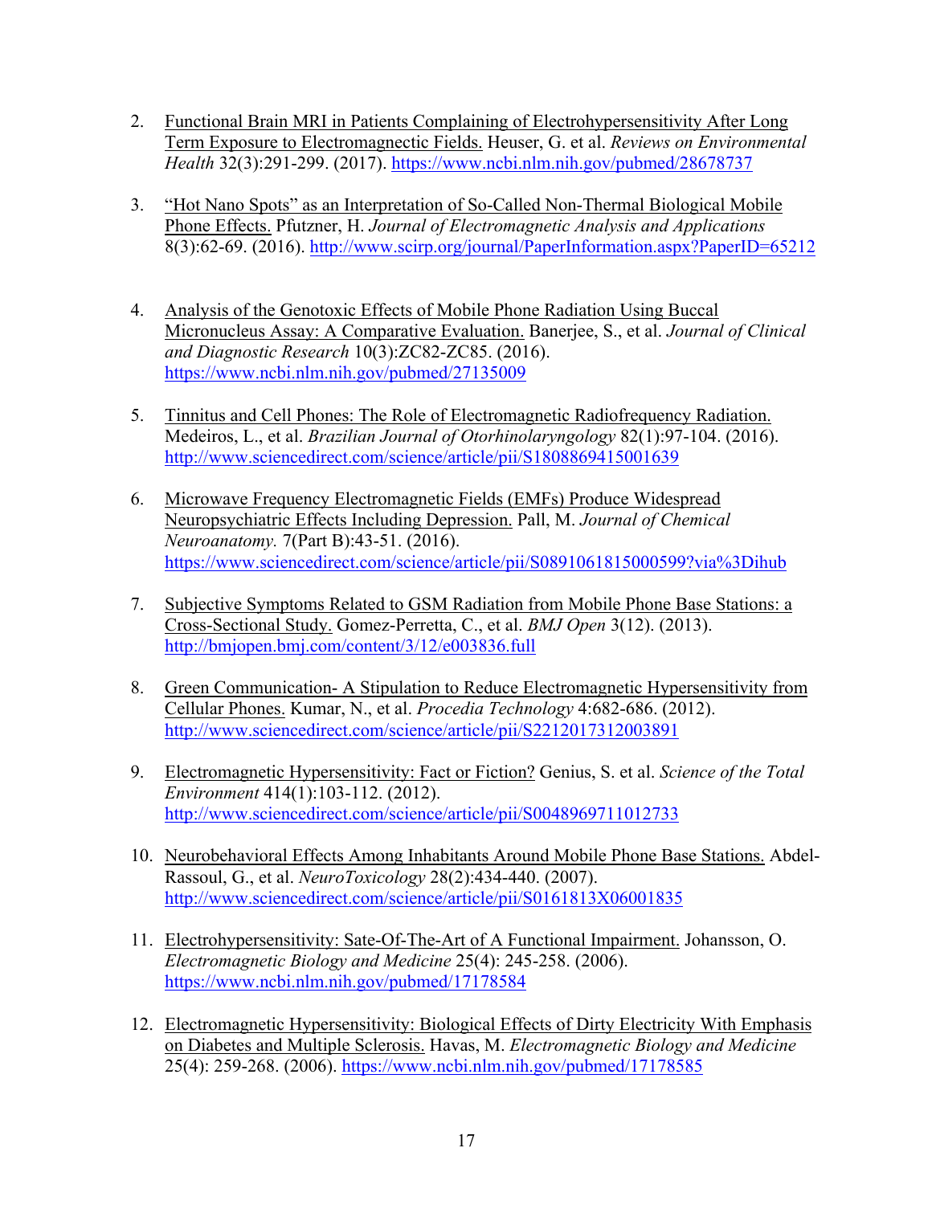2. Functional Brain MRI in Patients Complaining of Electrohypersensitivity After Long Term Exposure to Electromagnetic Fields. Heuser, G. et al. *Reviews on Environmental Health* 32(3):291-299. (2017). https://www.ncbi.nlm.nih.gov/pubmed/28678737

3. "Hot Nano Spots" as an Interpretation of So-Called Non-Thermal Biological Mobile Phone Effects. Pfutzner, H. *Journal of Electromagnetic Analysis and Applications* 8(3):62-69. (2016). http://www.scirp.org/journal/PaperInformation.aspx?PaperID=65212

4. Analysis of the Genotoxic Effects of Mobile Phone Radiation Using Buccal Micronucleus Assay: A Comparative Evaluation. Banerjee, S., et al. *Journal of Clinical and Diagnostic Research* 10(3):ZC82-ZC85. (2016). https://www.ncbi.nlm.nih.gov/pubmed/27135009

5. Tinnitus and Cell Phones: The Role of Electromagnetic Radiofrequency Radiation. Medeiros, L., et al. *Brazilian Journal of Otorhinolaryngology* 82(1):97-104. (2016). http://www.sciencedirect.com/science/article/pii/S1808869415001639

6. Microwave Frequency Electromagnetic Fields (EMFs) Produce Widespread Neuropsychiatric Effects Including Depression. Pall, M. *Journal of Chemical Neuroanatomy.* 7(Part B):43-51. (2016). https://www.sciencedirect.com/science/article/pii/S0891061815000599?via%3Dihub

7. Subjective Symptoms Related to GSM Radiation from Mobile Phone Base Stations: a Cross-Sectional Study. Gomez-Perretta, C., et al. *BMJ Open* 3(12). (2013). http://bmjopen.bmj.com/content/3/12/e003836.full

8. Green Communication- A Stipulation to Reduce Electromagnetic Hypersensitivity from Cellular Phones. Kumar, N., et al. *Procedia Technology* 4:682-686. (2012). http://www.sciencedirect.com/science/article/pii/S2212017312003891

9. Electromagnetic Hypersensitivity: Fact or Fiction? Genius, S. et al. *Science of the Total Environment* 414(1):103-112. (2012). http://www.sciencedirect.com/science/article/pii/S0048969711012733

10. Neurobehavioral Effects Among Inhabitants Around Mobile Phone Base Stations. Abdel-Rassoul, G., et al. *NeuroToxicology* 28(2):434-440. (2007). http://www.sciencedirect.com/science/article/pii/S0161813X06001835

11. Electrohypersensitivity: Sate-Of-The-Art of A Functional Impairment. Johansson, O. *Electromagnetic Biology and Medicine* 25(4): 245-258. (2006). https://www.ncbi.nlm.nih.gov/pubmed/17178584

12. Electromagnetic Hypersensitivity: Biological Effects of Dirty Electricity With Emphasis on Diabetes and Multiple Sclerosis. Havas, M. *Electromagnetic Biology and Medicine* 25(4): 259-268. (2006). https://www.ncbi.nlm.nih.gov/pubmed/17178585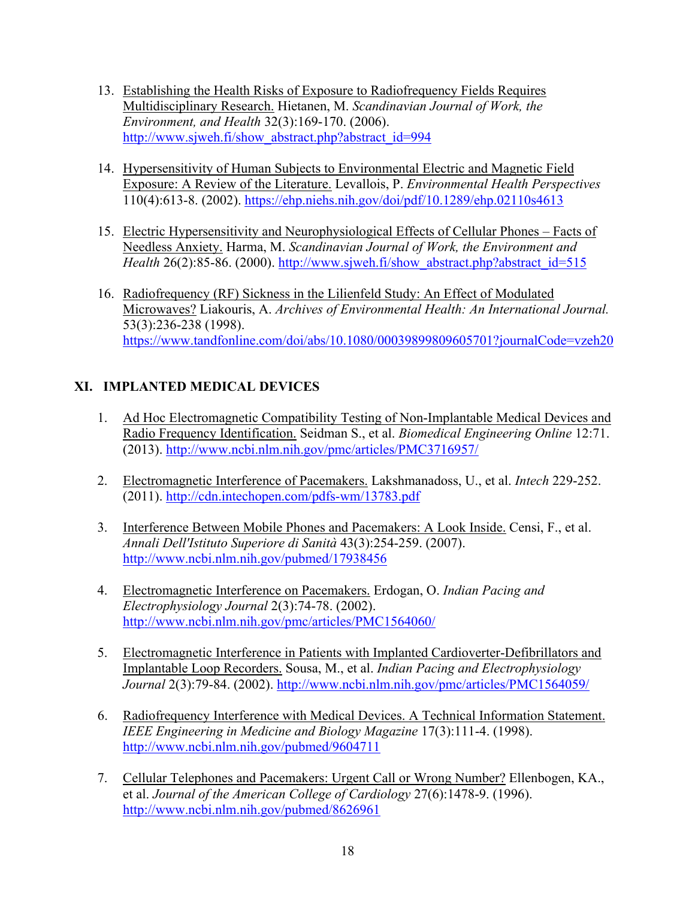13. Establishing the Health Risks of Exposure to Radiofrequency Fields Requires Multidisciplinary Research. Hietanen, M. *Scandinavian Journal of Work, the Environment, and Health* 32(3):169-170. (2006). http://www.sjweh.fi/show_abstract.php?abstract_id=994

14. Hypersensitivity of Human Subjects to Environmental Electric and Magnetic Field Exposure: A Review of the Literature. Levallois, P. *Environmental Health Perspectives* 110(4):613-8. (2002). https://ehp.niehs.nih.gov/doi/pdf/10.1289/ehp.02110s4613

15. Electric Hypersensitivity and Neurophysiological Effects of Cellular Phones – Facts of Needless Anxiety. Harma, M. *Scandinavian Journal of Work, the Environment and Health* 26(2):85-86. (2000). http://www.sjweh.fi/show_abstract.php?abstract_id=515

16. Radiofrequency (RF) Sickness in the Lilienfeld Study: An Effect of Modulated Microwaves? Liakouris, A. *Archives of Environmental Health: An International Journal.* 53(3):236-238 (1998). https://www.tandfonline.com/doi/abs/10.1080/00039899809605701?journalCode=vzeh20

## XI. IMPLANTED MEDICAL DEVICES

1. Ad Hoc Electromagnetic Compatibility Testing of Non-Implantable Medical Devices and Radio Frequency Identification. Seidman S., et al. *Biomedical Engineering Online* 12:71. (2013). http://www.ncbi.nlm.nih.gov/pmc/articles/PMC3716957/

2. Electromagnetic Interference of Pacemakers. Lakshmanadoss, U., et al. *Intech* 229-252. (2011). http://cdn.intechopen.com/pdfs-wm/13783.pdf

3. Interference Between Mobile Phones and Pacemakers: A Look Inside. Censi, F., et al. *Annali Dell'Istituto Superiore di Sanità* 43(3):254-259. (2007). http://www.ncbi.nlm.nih.gov/pubmed/17938456

4. Electromagnetic Interference on Pacemakers. Erdogan, O. *Indian Pacing and Electrophysiology Journal* 2(3):74-78. (2002). http://www.ncbi.nlm.nih.gov/pmc/articles/PMC1564060/

5. Electromagnetic Interference in Patients with Implanted Cardioverter-Defibrillators and Implantable Loop Recorders. Sousa, M., et al. *Indian Pacing and Electrophysiology Journal* 2(3):79-84. (2002). http://www.ncbi.nlm.nih.gov/pmc/articles/PMC1564059/

6. Radiofrequency Interference with Medical Devices. A Technical Information Statement. *IEEE Engineering in Medicine and Biology Magazine* 17(3):111-4. (1998). http://www.ncbi.nlm.nih.gov/pubmed/9604711

7. Cellular Telephones and Pacemakers: Urgent Call or Wrong Number? Ellenbogen, KA., et al. *Journal of the American College of Cardiology* 27(6):1478-9. (1996). http://www.ncbi.nlm.nih.gov/pubmed/8626961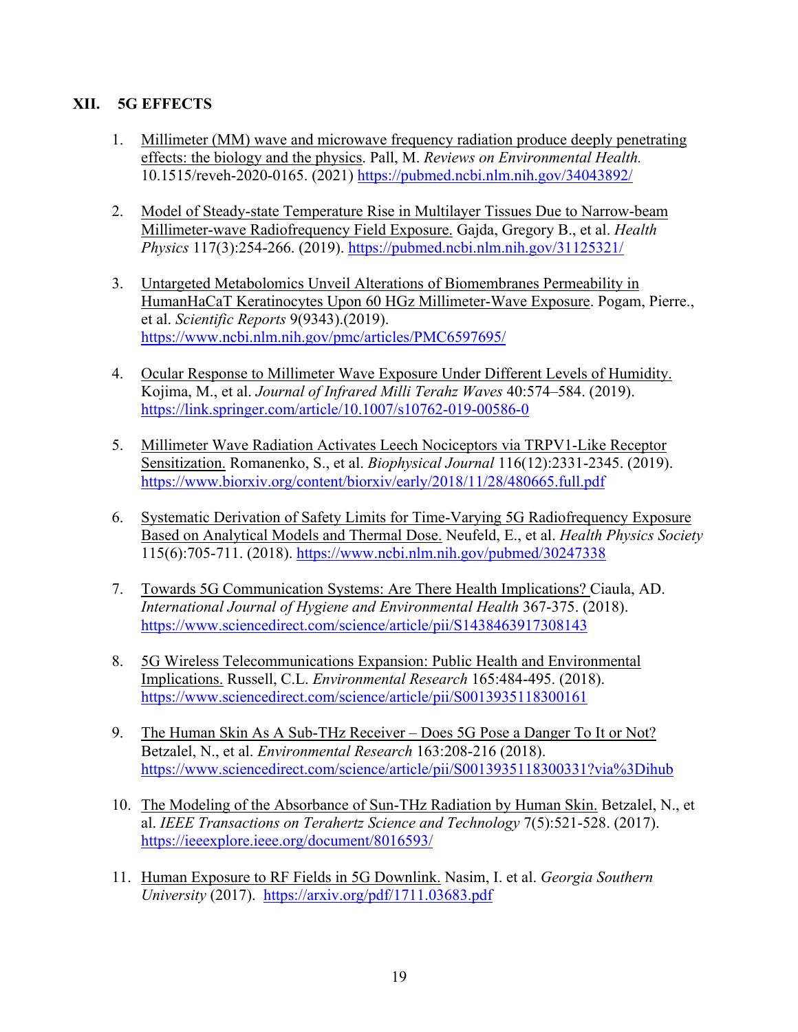## XII. 5G EFFECTS

1. Millimeter (MM) wave and microwave frequency radiation produce deeply penetrating effects: the biology and the physics. Pall, M. *Reviews on Environmental Health.* 10.1515/reveh-2020-0165. (2021) https://pubmed.ncbi.nlm.nih.gov/34043892/

2. Model of Steady-state Temperature Rise in Multilayer Tissues Due to Narrow-beam Millimeter-wave Radiofrequency Field Exposure. Gajda, Gregory B., et al. *Health Physics* 117(3):254-266. (2019). https://pubmed.ncbi.nlm.nih.gov/31125321/

3. Untargeted Metabolomics Unveil Alterations of Biomembranes Permeability in HumanHaCaT Keratinocytes Upon 60 HGz Millimeter-Wave Exposure. Pogam, Pierre., et al. *Scientific Reports* 9(9343).(2019). https://www.ncbi.nlm.nih.gov/pmc/articles/PMC6597695/

4. Ocular Response to Millimeter Wave Exposure Under Different Levels of Humidity. Kojima, M., et al. *Journal of Infrared Milli Terahz Waves* 40:574–584. (2019). https://link.springer.com/article/10.1007/s10762-019-00586-0

5. Millimeter Wave Radiation Activates Leech Nociceptors via TRPV1-Like Receptor Sensitization. Romanenko, S., et al. *Biophysical Journal* 116(12):2331-2345. (2019). https://www.biorxiv.org/content/biorxiv/early/2018/11/28/480665.full.pdf

6. Systematic Derivation of Safety Limits for Time-Varying 5G Radiofrequency Exposure Based on Analytical Models and Thermal Dose. Neufeld, E., et al. *Health Physics Society* 115(6):705-711. (2018). https://www.ncbi.nlm.nih.gov/pubmed/30247338

7. Towards 5G Communication Systems: Are There Health Implications? Ciaula, AD. *International Journal of Hygiene and Environmental Health* 367-375. (2018). https://www.sciencedirect.com/science/article/pii/S1438463917308143

8. 5G Wireless Telecommunications Expansion: Public Health and Environmental Implications. Russell, C.L. *Environmental Research* 165:484-495. (2018). https://www.sciencedirect.com/science/article/pii/S0013935118300161

9. The Human Skin As A Sub-THz Receiver – Does 5G Pose a Danger To It or Not? Betzalel, N., et al. *Environmental Research* 163:208-216 (2018). https://www.sciencedirect.com/science/article/pii/S0013935118300331?via%3Dihub

10. The Modeling of the Absorbance of Sun-THz Radiation by Human Skin. Betzalel, N., et al. *IEEE Transactions on Terahertz Science and Technology* 7(5):521-528. (2017). https://ieeexplore.ieee.org/document/8016593/

11. Human Exposure to RF Fields in 5G Downlink. Nasim, I. et al. *Georgia Southern University* (2017). https://arxiv.org/pdf/1711.03683.pdf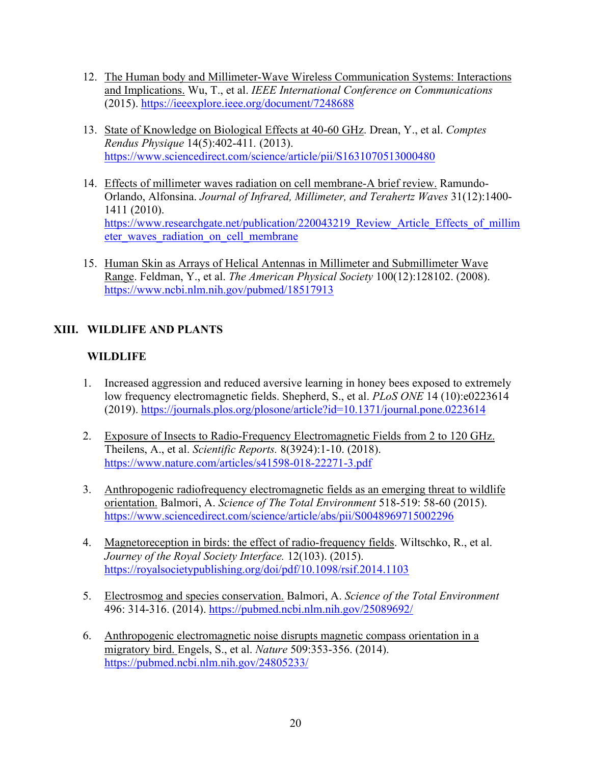12. The Human body and Millimeter-Wave Wireless Communication Systems: Interactions and Implications. Wu, T., et al. *IEEE International Conference on Communications* (2015). https://ieeexplore.ieee.org/document/7248688

13. State of Knowledge on Biological Effects at 40-60 GHz. Drean, Y., et al. *Comptes Rendus Physique* 14(5):402-411. (2013). https://www.sciencedirect.com/science/article/pii/S1631070513000480

14. Effects of millimeter waves radiation on cell membrane-A brief review. Ramundo-Orlando, Alfonsina. *Journal of Infrared, Millimeter, and Terahertz Waves* 31(12):1400-1411 (2010). https://www.researchgate.net/publication/220043219_Review_Article_Effects_of_millimeter_waves_radiation_on_cell_membrane

15. Human Skin as Arrays of Helical Antennas in Millimeter and Submillimeter Wave Range. Feldman, Y., et al. *The American Physical Society* 100(12):128102. (2008). https://www.ncbi.nlm.nih.gov/pubmed/18517913

## XIII. WILDLIFE AND PLANTS

### WILDLIFE

1. Increased aggression and reduced aversive learning in honey bees exposed to extremely low frequency electromagnetic fields. Shepherd, S., et al. *PLoS ONE* 14 (10):e0223614 (2019). https://journals.plos.org/plosone/article?id=10.1371/journal.pone.0223614

2. Exposure of Insects to Radio-Frequency Electromagnetic Fields from 2 to 120 GHz. Theilens, A., et al. *Scientific Reports.* 8(3924):1-10. (2018). https://www.nature.com/articles/s41598-018-22271-3.pdf

3. Anthropogenic radiofrequency electromagnetic fields as an emerging threat to wildlife orientation. Balmori, A. *Science of The Total Environment* 518-519: 58-60 (2015). https://www.sciencedirect.com/science/article/abs/pii/S0048969715002296

4. Magnetoreception in birds: the effect of radio-frequency fields. Wiltschko, R., et al. *Journey of the Royal Society Interface.* 12(103). (2015). https://royalsocietypublishing.org/doi/pdf/10.1098/rsif.2014.1103

5. Electrosmog and species conservation. Balmori, A. *Science of the Total Environment* 496: 314-316. (2014). https://pubmed.ncbi.nlm.nih.gov/25089692/

6. Anthropogenic electromagnetic noise disrupts magnetic compass orientation in a migratory bird. Engels, S., et al. *Nature* 509:353-356. (2014). https://pubmed.ncbi.nlm.nih.gov/24805233/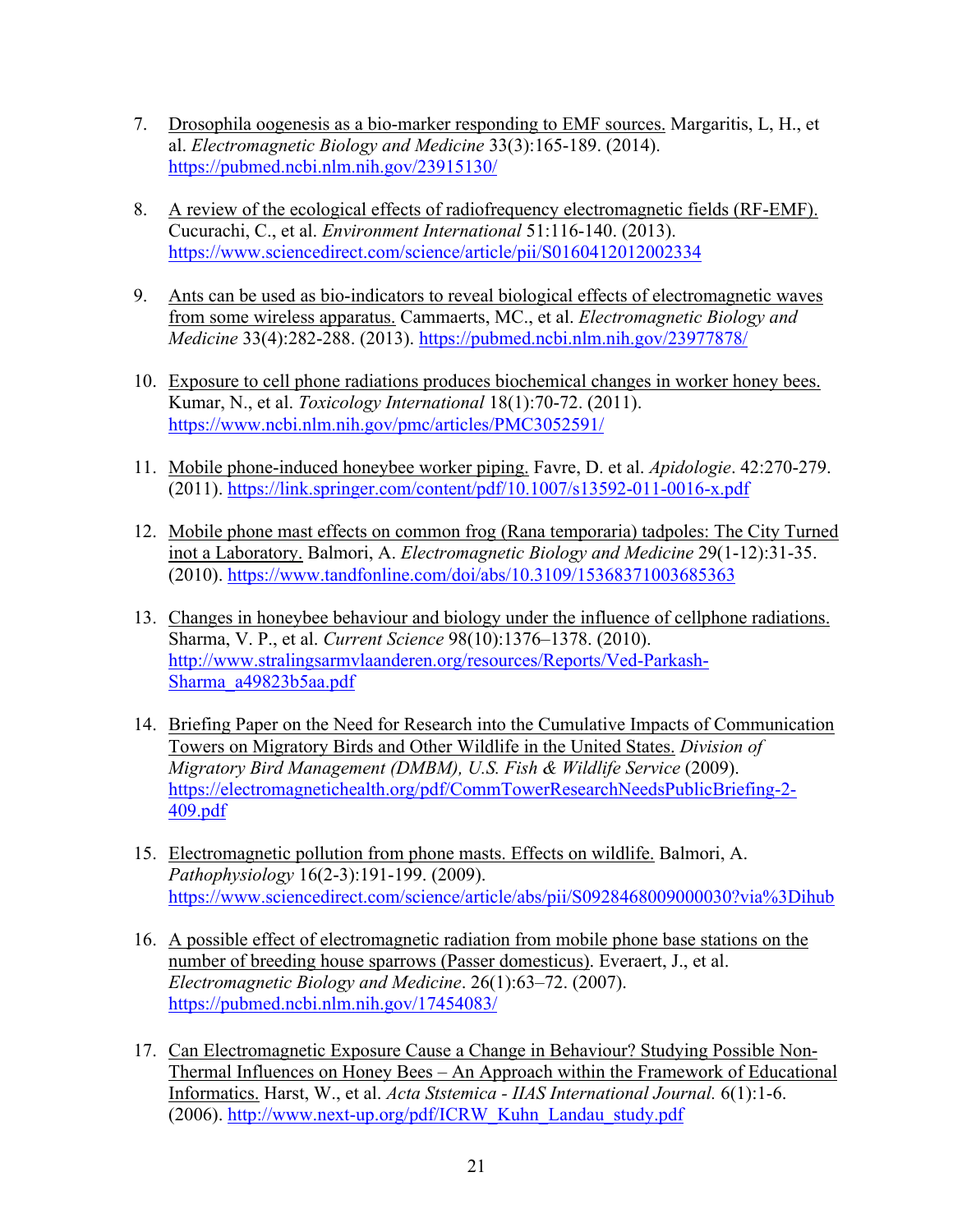7. Drosophila oogenesis as a bio-marker responding to EMF sources. Margaritis, L, H., et al. *Electromagnetic Biology and Medicine* 33(3):165-189. (2014). https://pubmed.ncbi.nlm.nih.gov/23915130/

8. A review of the ecological effects of radiofrequency electromagnetic fields (RF-EMF). Cucurachi, C., et al. *Environment International* 51:116-140. (2013). https://www.sciencedirect.com/science/article/pii/S0160412012002334

9. Ants can be used as bio-indicators to reveal biological effects of electromagnetic waves from some wireless apparatus. Cammaerts, MC., et al. *Electromagnetic Biology and Medicine* 33(4):282-288. (2013). https://pubmed.ncbi.nlm.nih.gov/23977878/

10. Exposure to cell phone radiations produces biochemical changes in worker honey bees. Kumar, N., et al. *Toxicology International* 18(1):70-72. (2011). https://www.ncbi.nlm.nih.gov/pmc/articles/PMC3052591/

11. Mobile phone-induced honeybee worker piping. Favre, D. et al. *Apidologie*. 42:270-279. (2011). https://link.springer.com/content/pdf/10.1007/s13592-011-0016-x.pdf

12. Mobile phone mast effects on common frog (Rana temporaria) tadpoles: The City Turned inot a Laboratory. Balmori, A. *Electromagnetic Biology and Medicine* 29(1-12):31-35. (2010). https://www.tandfonline.com/doi/abs/10.3109/15368371003685363

13. Changes in honeybee behaviour and biology under the influence of cellphone radiations. Sharma, V. P., et al. *Current Science* 98(10):1376–1378. (2010). http://www.stralingsarmvlaanderen.org/resources/Reports/Ved-Parkash-Sharma_a49823b5aa.pdf

14. Briefing Paper on the Need for Research into the Cumulative Impacts of Communication Towers on Migratory Birds and Other Wildlife in the United States. *Division of Migratory Bird Management (DMBM), U.S. Fish & Wildlife Service* (2009). https://electromagnetichealth.org/pdf/CommTowerResearchNeedsPublicBriefing-2-409.pdf

15. Electromagnetic pollution from phone masts. Effects on wildlife. Balmori, A. *Pathophysiology* 16(2-3):191-199. (2009). https://www.sciencedirect.com/science/article/abs/pii/S0928468009000030?via%3Dihub

16. A possible effect of electromagnetic radiation from mobile phone base stations on the number of breeding house sparrows (Passer domesticus). Everaert, J., et al. *Electromagnetic Biology and Medicine*. 26(1):63–72. (2007). https://pubmed.ncbi.nlm.nih.gov/17454083/

17. Can Electromagnetic Exposure Cause a Change in Behaviour? Studying Possible Non-Thermal Influences on Honey Bees – An Approach within the Framework of Educational Informatics. Harst, W., et al. *Acta Ststemica - IIAS International Journal.* 6(1):1-6. (2006). http://www.next-up.org/pdf/ICRW_Kuhn_Landau_study.pdf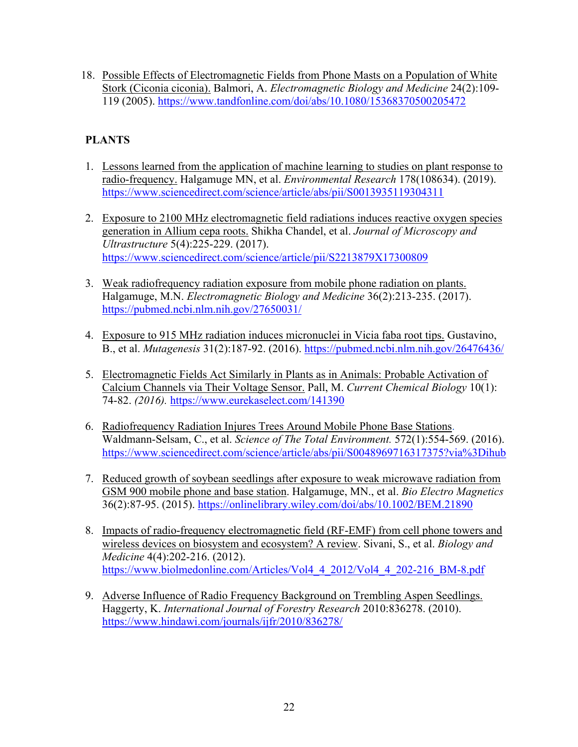18. Possible Effects of Electromagnetic Fields from Phone Masts on a Population of White Stork (Ciconia ciconia). Balmori, A. *Electromagnetic Biology and Medicine* 24(2):109-119 (2005). https://www.tandfonline.com/doi/abs/10.1080/15368370500205472

**PLANTS**

1. Lessons learned from the application of machine learning to studies on plant response to radio-frequency. Halgamuge MN, et al. *Environmental Research* 178(108634). (2019). https://www.sciencedirect.com/science/article/abs/pii/S0013935119304311

2. Exposure to 2100 MHz electromagnetic field radiations induces reactive oxygen species generation in Allium cepa roots. Shikha Chandel, et al. *Journal of Microscopy and Ultrastructure* 5(4):225-229. (2017). https://www.sciencedirect.com/science/article/pii/S2213879X17300809

3. Weak radiofrequency radiation exposure from mobile phone radiation on plants. Halgamuge, M.N. *Electromagnetic Biology and Medicine* 36(2):213-235. (2017). https://pubmed.ncbi.nlm.nih.gov/27650031/

4. Exposure to 915 MHz radiation induces micronuclei in Vicia faba root tips. Gustavino, B., et al. *Mutagenesis* 31(2):187-92. (2016). https://pubmed.ncbi.nlm.nih.gov/26476436/

5. Electromagnetic Fields Act Similarly in Plants as in Animals: Probable Activation of Calcium Channels via Their Voltage Sensor. Pall, M. *Current Chemical Biology* 10(1): 74-82. *(2016).* https://www.eurekaselect.com/141390

6. Radiofrequency Radiation Injures Trees Around Mobile Phone Base Stations. Waldmann-Selsam, C., et al. *Science of The Total Environment.* 572(1):554-569. (2016). https://www.sciencedirect.com/science/article/abs/pii/S0048969716317375?via%3Dihub

7. Reduced growth of soybean seedlings after exposure to weak microwave radiation from GSM 900 mobile phone and base station. Halgamuge, MN., et al. *Bio Electro Magnetics* 36(2):87-95. (2015). https://onlinelibrary.wiley.com/doi/abs/10.1002/BEM.21890

8. Impacts of radio-frequency electromagnetic field (RF-EMF) from cell phone towers and wireless devices on biosystem and ecosystem? A review. Sivani, S., et al. *Biology and Medicine* 4(4):202-216. (2012). https://www.biolmedonline.com/Articles/Vol4_4_2012/Vol4_4_202-216_BM-8.pdf

9. Adverse Influence of Radio Frequency Background on Trembling Aspen Seedlings. Haggerty, K. *International Journal of Forestry Research* 2010:836278. (2010). https://www.hindawi.com/journals/ijfr/2010/836278/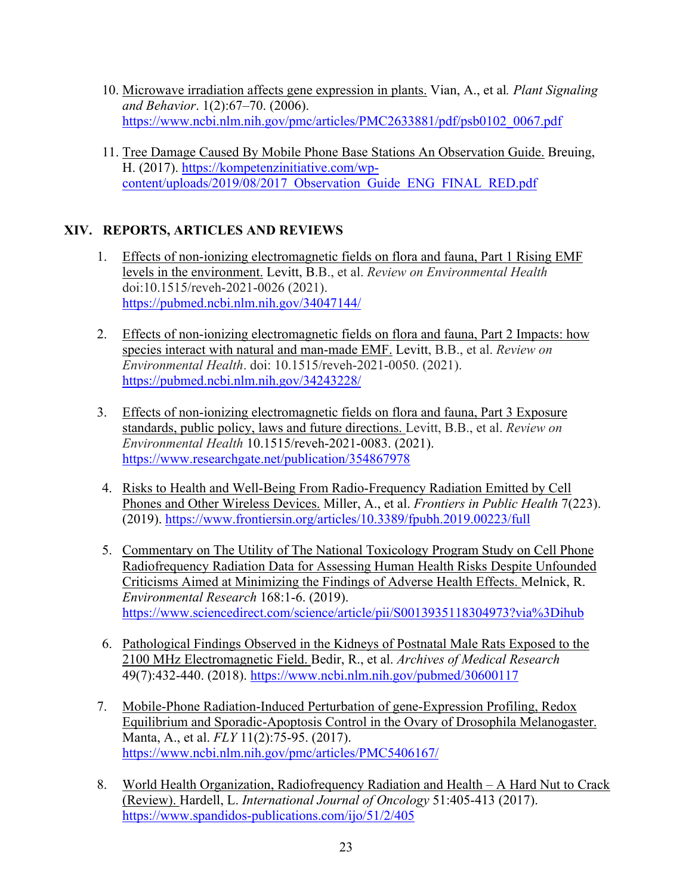10. Microwave irradiation affects gene expression in plants. Vian, A., et al. *Plant Signaling and Behavior*. 1(2):67–70. (2006). https://www.ncbi.nlm.nih.gov/pmc/articles/PMC2633881/pdf/psb0102_0067.pdf

11. Tree Damage Caused By Mobile Phone Base Stations An Observation Guide. Breuing, H. (2017). https://kompetenzinitiative.com/wp-content/uploads/2019/08/2017_Observation_Guide_ENG_FINAL_RED.pdf

## XIV. REPORTS, ARTICLES AND REVIEWS

1. Effects of non-ionizing electromagnetic fields on flora and fauna, Part 1 Rising EMF levels in the environment. Levitt, B.B., et al. *Review on Environmental Health* doi:10.1515/reveh-2021-0026 (2021). https://pubmed.ncbi.nlm.nih.gov/34047144/

2. Effects of non-ionizing electromagnetic fields on flora and fauna, Part 2 Impacts: how species interact with natural and man-made EMF. Levitt, B.B., et al. *Review on Environmental Health*. doi: 10.1515/reveh-2021-0050. (2021). https://pubmed.ncbi.nlm.nih.gov/34243228/

3. Effects of non-ionizing electromagnetic fields on flora and fauna, Part 3 Exposure standards, public policy, laws and future directions. Levitt, B.B., et al. *Review on Environmental Health* 10.1515/reveh-2021-0083. (2021). https://www.researchgate.net/publication/354867978

4. Risks to Health and Well-Being From Radio-Frequency Radiation Emitted by Cell Phones and Other Wireless Devices. Miller, A., et al. *Frontiers in Public Health* 7(223). (2019). https://www.frontiersin.org/articles/10.3389/fpubh.2019.00223/full

5. Commentary on The Utility of The National Toxicology Program Study on Cell Phone Radiofrequency Radiation Data for Assessing Human Health Risks Despite Unfounded Criticisms Aimed at Minimizing the Findings of Adverse Health Effects. Melnick, R. *Environmental Research* 168:1-6. (2019). https://www.sciencedirect.com/science/article/pii/S0013935118304973?via%3Dihub

6. Pathological Findings Observed in the Kidneys of Postnatal Male Rats Exposed to the 2100 MHz Electromagnetic Field. Bedir, R., et al. *Archives of Medical Research* 49(7):432-440. (2018). https://www.ncbi.nlm.nih.gov/pubmed/30600117

7. Mobile-Phone Radiation-Induced Perturbation of gene-Expression Profiling, Redox Equilibrium and Sporadic-Apoptosis Control in the Ovary of Drosophila Melanogaster. Manta, A., et al. *FLY* 11(2):75-95. (2017). https://www.ncbi.nlm.nih.gov/pmc/articles/PMC5406167/

8. World Health Organization, Radiofrequency Radiation and Health – A Hard Nut to Crack (Review). Hardell, L. *International Journal of Oncology* 51:405-413 (2017). https://www.spandidos-publications.com/ijo/51/2/405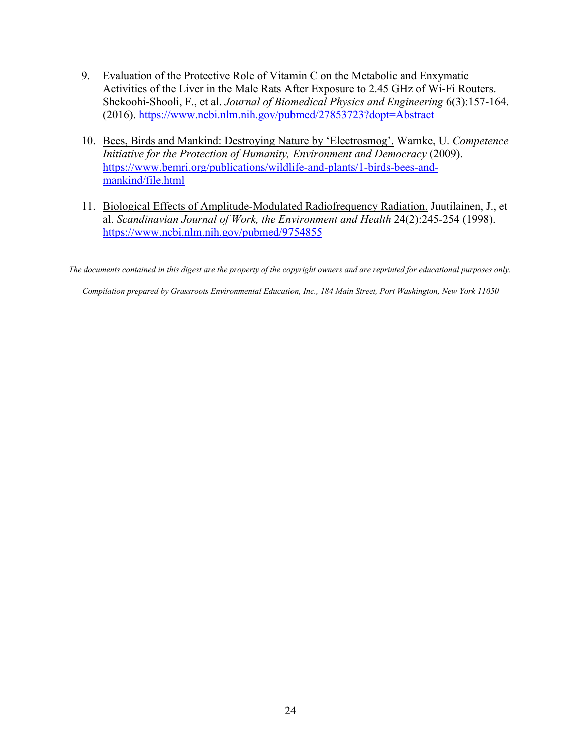9. Evaluation of the Protective Role of Vitamin C on the Metabolic and Enxymatic Activities of the Liver in the Male Rats After Exposure to 2.45 GHz of Wi-Fi Routers. Shekoohi-Shooli, F., et al. *Journal of Biomedical Physics and Engineering* 6(3):157-164. (2016). https://www.ncbi.nlm.nih.gov/pubmed/27853723?dopt=Abstract

10. Bees, Birds and Mankind: Destroying Nature by 'Electrosmog'. Warnke, U. *Competence Initiative for the Protection of Humanity, Environment and Democracy* (2009). https://www.bemri.org/publications/wildlife-and-plants/1-birds-bees-and-mankind/file.html

11. Biological Effects of Amplitude-Modulated Radiofrequency Radiation. Juutilainen, J., et al. *Scandinavian Journal of Work, the Environment and Health* 24(2):245-254 (1998). https://www.ncbi.nlm.nih.gov/pubmed/9754855

*The documents contained in this digest are the property of the copyright owners and are reprinted for educational purposes only.*

*Compilation prepared by Grassroots Environmental Education, Inc., 184 Main Street, Port Washington, New York 11050*